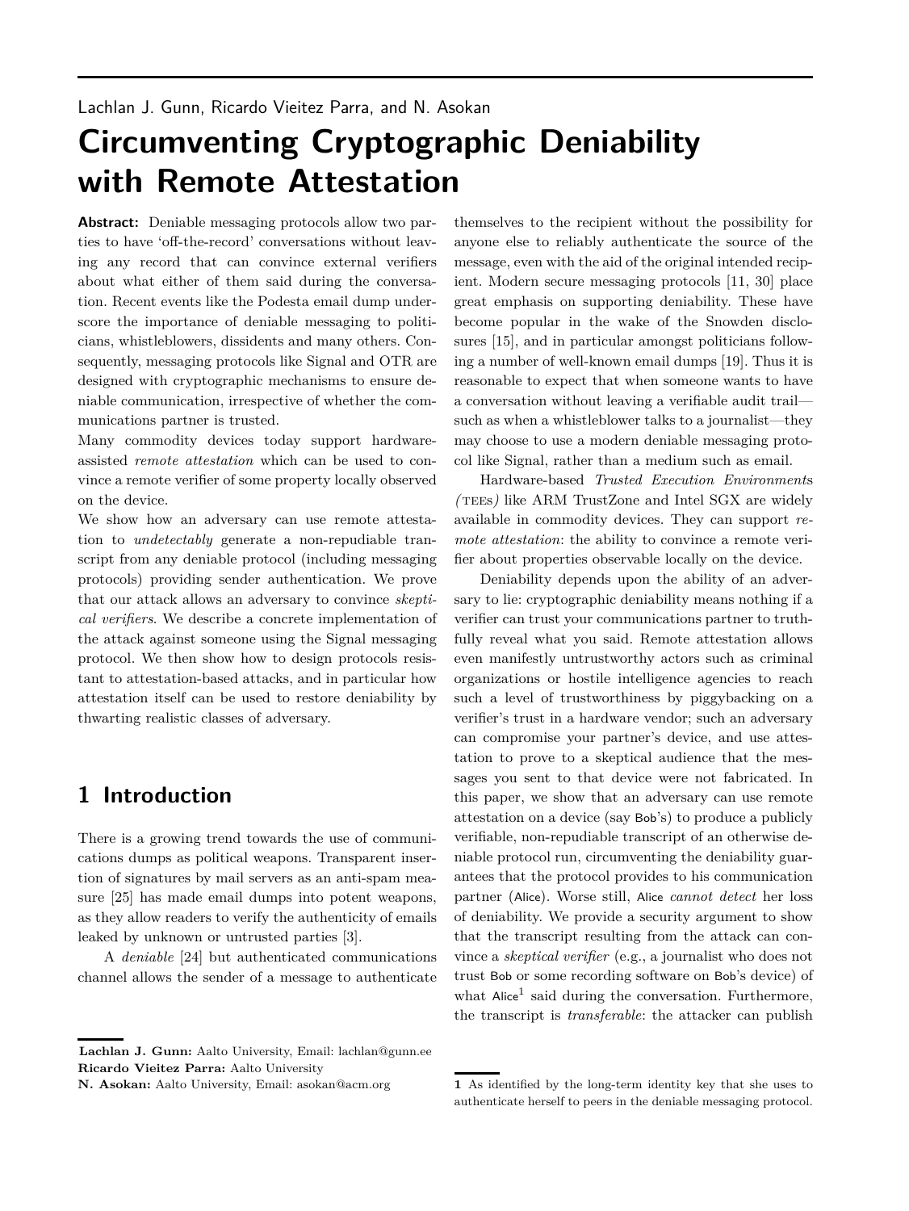Lachlan J. Gunn, Ricardo Vieitez Parra, and N. Asokan

# Circumventing Cryptographic Deniability with Remote Attestation

**Abstract:** Deniable messaging protocols allow two parties to have 'off-the-record' conversations without leaving any record that can convince external verifiers about what either of them said during the conversation. Recent events like the Podesta email dump underscore the importance of deniable messaging to politicians, whistleblowers, dissidents and many others. Consequently, messaging protocols like Signal and OTR are designed with cryptographic mechanisms to ensure deniable communication, irrespective of whether the communications partner is trusted.

Many commodity devices today support hardware-assisted *remote attestation* which can be used to convince a remote verifier of some property locally observed on the device.

We show how an adversary can use remote attestation to *undetectably* generate a non-repudiable transcript from any deniable protocol (including messaging protocols) providing sender authentication. We prove that our attack allows an adversary to convince *skeptical verifiers*. We describe a concrete implementation of the attack against someone using the Signal messaging protocol. We then show how to design protocols resistant to attestation-based attacks, and in particular how attestation itself can be used to restore deniability by thwarting realistic classes of adversary.

## 1 Introduction

There is a growing trend towards the use of communications dumps as political weapons. Transparent insertion of signatures by mail servers as an anti-spam measure [25] has made email dumps into potent weapons, as they allow readers to verify the authenticity of emails leaked by unknown or untrusted parties [3].

A *deniable* [24] but authenticated communications channel allows the sender of a message to authenticate themselves to the recipient without the possibility for anyone else to reliably authenticate the source of the message, even with the aid of the original intended recipient. Modern secure messaging protocols [11, 30] place great emphasis on supporting deniability. These have become popular in the wake of the Snowden disclosures [15], and in particular amongst politicians following a number of well-known email dumps [19]. Thus it is reasonable to expect that when someone wants to have a conversation without leaving a verifiable audit trail—such as when a whistleblower talks to a journalist—they may choose to use a modern deniable messaging protocol like Signal, rather than a medium such as email.

Hardware-based *Trusted Execution Environments (TEEs)* like ARM TrustZone and Intel SGX are widely available in commodity devices. They can support *remote attestation*: the ability to convince a remote verifier about properties observable locally on the device.

Deniability depends upon the ability of an adversary to lie: cryptographic deniability means nothing if a verifier can trust your communications partner to truthfully reveal what you said. Remote attestation allows even manifestly untrustworthy actors such as criminal organizations or hostile intelligence agencies to reach such a level of trustworthiness by piggybacking on a verifier's trust in a hardware vendor; such an adversary can compromise your partner's device, and use attestation to prove to a skeptical audience that the messages you sent to that device were not fabricated. In this paper, we show that an adversary can use remote attestation on a device (say Bob's) to produce a publicly verifiable, non-repudiable transcript of an otherwise deniable protocol run, circumventing the deniability guarantees that the protocol provides to his communication partner (Alice). Worse still, Alice *cannot detect* her loss of deniability. We provide a security argument to show that the transcript resulting from the attack can convince a *skeptical verifier* (e.g., a journalist who does not trust Bob or some recording software on Bob's device) of what Alice[1] said during the conversation. Furthermore, the transcript is *transferable*: the attacker can publish

---

**Lachlan J. Gunn:** Aalto University, Email: lachlan@gunn.ee
**Ricardo Vieitez Parra:** Aalto University
**N. Asokan:** Aalto University, Email: asokan@acm.org

[1] As identified by the long-term identity key that she uses to authenticate herself to peers in the deniable messaging protocol.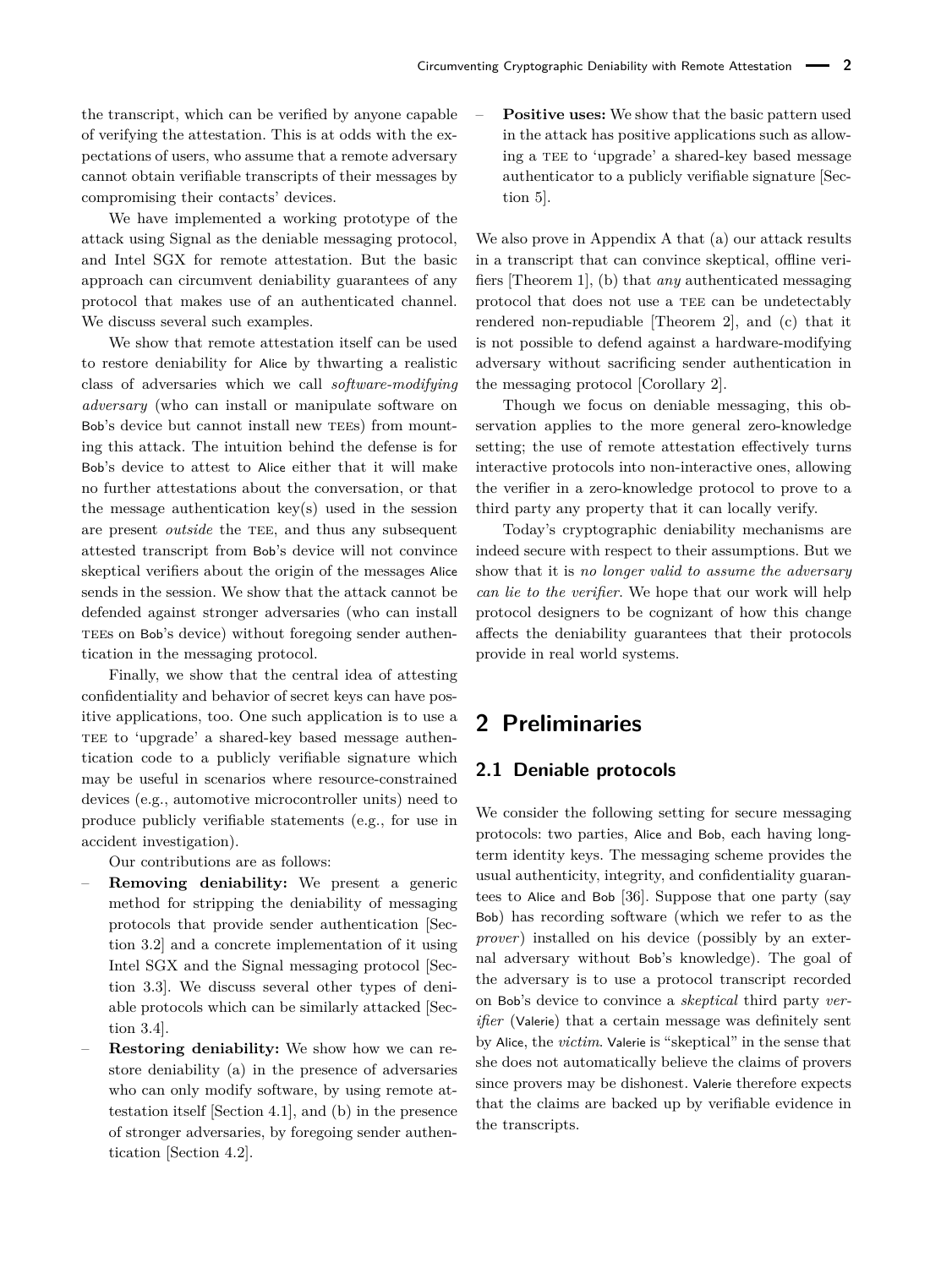the transcript, which can be verified by anyone capable of verifying the attestation. This is at odds with the expectations of users, who assume that a remote adversary cannot obtain verifiable transcripts of their messages by compromising their contacts' devices.

We have implemented a working prototype of the attack using Signal as the deniable messaging protocol, and Intel SGX for remote attestation. But the basic approach can circumvent deniability guarantees of any protocol that makes use of an authenticated channel. We discuss several such examples.

We show that remote attestation itself can be used to restore deniability for Alice by thwarting a realistic class of adversaries which we call *software-modifying adversary* (who can install or manipulate software on Bob's device but cannot install new TEEs) from mounting this attack. The intuition behind the defense is for Bob's device to attest to Alice either that it will make no further attestations about the conversation, or that the message authentication key(s) used in the session are present *outside* the TEE, and thus any subsequent attested transcript from Bob's device will not convince skeptical verifiers about the origin of the messages Alice sends in the session. We show that the attack cannot be defended against stronger adversaries (who can install TEEs on Bob's device) without foregoing sender authentication in the messaging protocol.

Finally, we show that the central idea of attesting confidentiality and behavior of secret keys can have positive applications, too. One such application is to use a TEE to 'upgrade' a shared-key based message authentication code to a publicly verifiable signature which may be useful in scenarios where resource-constrained devices (e.g., automotive microcontroller units) need to produce publicly verifiable statements (e.g., for use in accident investigation).

Our contributions are as follows:

- **Removing deniability:** We present a generic method for stripping the deniability of messaging protocols that provide sender authentication [Section 3.2] and a concrete implementation of it using Intel SGX and the Signal messaging protocol [Section 3.3]. We discuss several other types of deniable protocols which can be similarly attacked [Section 3.4].
- **Restoring deniability:** We show how we can restore deniability (a) in the presence of adversaries who can only modify software, by using remote attestation itself [Section 4.1], and (b) in the presence of stronger adversaries, by foregoing sender authentication [Section 4.2].
- **Positive uses:** We show that the basic pattern used in the attack has positive applications such as allowing a TEE to 'upgrade' a shared-key based message authenticator to a publicly verifiable signature [Section 5].

We also prove in Appendix A that (a) our attack results in a transcript that can convince skeptical, offline verifiers [Theorem 1], (b) that *any* authenticated messaging protocol that does not use a TEE can be undetectably rendered non-repudiable [Theorem 2], and (c) that it is not possible to defend against a hardware-modifying adversary without sacrificing sender authentication in the messaging protocol [Corollary 2].

Though we focus on deniable messaging, this observation applies to the more general zero-knowledge setting; the use of remote attestation effectively turns interactive protocols into non-interactive ones, allowing the verifier in a zero-knowledge protocol to prove to a third party any property that it can locally verify.

Today's cryptographic deniability mechanisms are indeed secure with respect to their assumptions. But we show that it is *no longer valid to assume the adversary can lie to the verifier*. We hope that our work will help protocol designers to be cognizant of how this change affects the deniability guarantees that their protocols provide in real world systems.

## 2 Preliminaries

### 2.1 Deniable protocols

We consider the following setting for secure messaging protocols: two parties, Alice and Bob, each having long-term identity keys. The messaging scheme provides the usual authenticity, integrity, and confidentiality guarantees to Alice and Bob [36]. Suppose that one party (say Bob) has recording software (which we refer to as the *prover*) installed on his device (possibly by an external adversary without Bob's knowledge). The goal of the adversary is to use a protocol transcript recorded on Bob's device to convince a *skeptical* third party *verifier* (Valerie) that a certain message was definitely sent by Alice, the *victim*. Valerie is "skeptical" in the sense that she does not automatically believe the claims of provers since provers may be dishonest. Valerie therefore expects that the claims are backed up by verifiable evidence in the transcripts.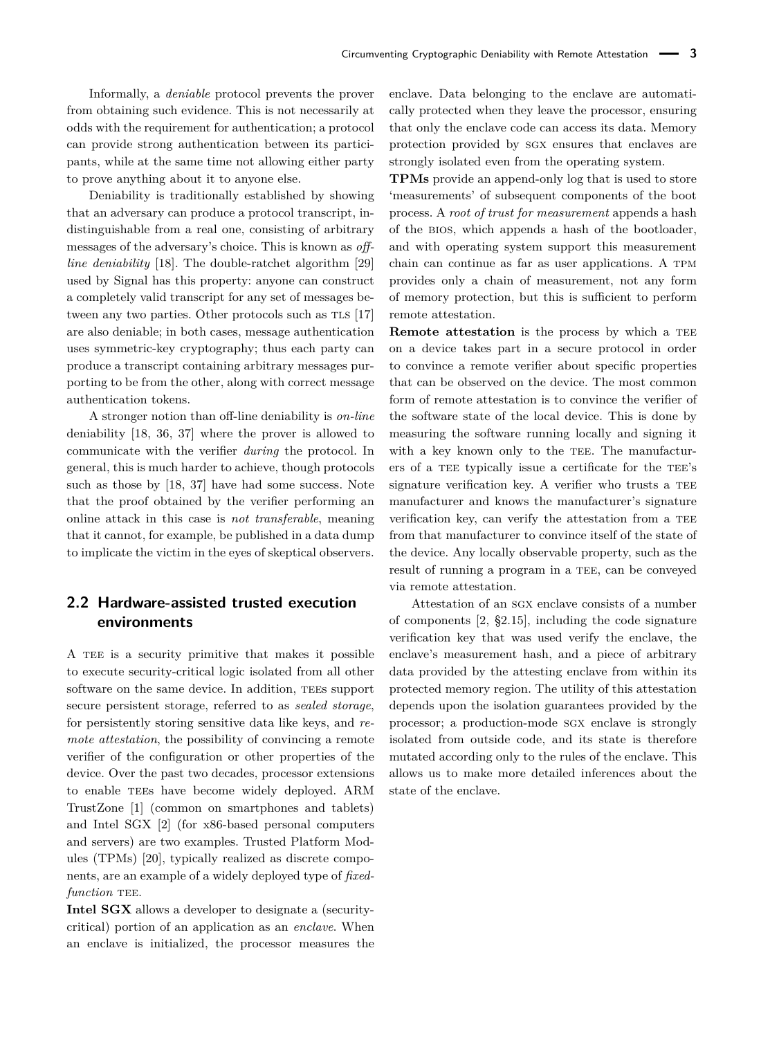Informally, a *deniable* protocol prevents the prover from obtaining such evidence. This is not necessarily at odds with the requirement for authentication; a protocol can provide strong authentication between its participants, while at the same time not allowing either party to prove anything about it to anyone else.

Deniability is traditionally established by showing that an adversary can produce a protocol transcript, indistinguishable from a real one, consisting of arbitrary messages of the adversary's choice. This is known as *off-line deniability* [18]. The double-ratchet algorithm [29] used by Signal has this property: anyone can construct a completely valid transcript for any set of messages between any two parties. Other protocols such as TLS [17] are also deniable; in both cases, message authentication uses symmetric-key cryptography; thus each party can produce a transcript containing arbitrary messages purporting to be from the other, along with correct message authentication tokens.

A stronger notion than off-line deniability is *on-line* deniability [18, 36, 37] where the prover is allowed to communicate with the verifier *during* the protocol. In general, this is much harder to achieve, though protocols such as those by [18, 37] have had some success. Note that the proof obtained by the verifier performing an online attack in this case is *not transferable*, meaning that it cannot, for example, be published in a data dump to implicate the victim in the eyes of skeptical observers.

## 2.2 Hardware-assisted trusted execution environments

A TEE is a security primitive that makes it possible to execute security-critical logic isolated from all other software on the same device. In addition, TEEs support secure persistent storage, referred to as *sealed storage*, for persistently storing sensitive data like keys, and *remote attestation*, the possibility of convincing a remote verifier of the configuration or other properties of the device. Over the past two decades, processor extensions to enable TEEs have become widely deployed. ARM TrustZone [1] (common on smartphones and tablets) and Intel SGX [2] (for x86-based personal computers and servers) are two examples. Trusted Platform Modules (TPMs) [20], typically realized as discrete components, are an example of a widely deployed type of *fixed-function* TEE.

**Intel SGX** allows a developer to designate a (security-critical) portion of an application as an *enclave*. When an enclave is initialized, the processor measures the enclave. Data belonging to the enclave are automatically protected when they leave the processor, ensuring that only the enclave code can access its data. Memory protection provided by SGX ensures that enclaves are strongly isolated even from the operating system.

**TPMs** provide an append-only log that is used to store 'measurements' of subsequent components of the boot process. A *root of trust for measurement* appends a hash of the BIOS, which appends a hash of the bootloader, and with operating system support this measurement chain can continue as far as user applications. A TPM provides only a chain of measurement, not any form of memory protection, but this is sufficient to perform remote attestation.

**Remote attestation** is the process by which a TEE on a device takes part in a secure protocol in order to convince a remote verifier about specific properties that can be observed on the device. The most common form of remote attestation is to convince the verifier of the software state of the local device. This is done by measuring the software running locally and signing it with a key known only to the TEE. The manufacturers of a TEE typically issue a certificate for the TEE's signature verification key. A verifier who trusts a TEE manufacturer and knows the manufacturer's signature verification key, can verify the attestation from a TEE from that manufacturer to convince itself of the state of the device. Any locally observable property, such as the result of running a program in a TEE, can be conveyed via remote attestation.

Attestation of an SGX enclave consists of a number of components [2, §2.15], including the code signature verification key that was used verify the enclave, the enclave's measurement hash, and a piece of arbitrary data provided by the attesting enclave from within its protected memory region. The utility of this attestation depends upon the isolation guarantees provided by the processor; a production-mode SGX enclave is strongly isolated from outside code, and its state is therefore mutated according only to the rules of the enclave. This allows us to make more detailed inferences about the state of the enclave.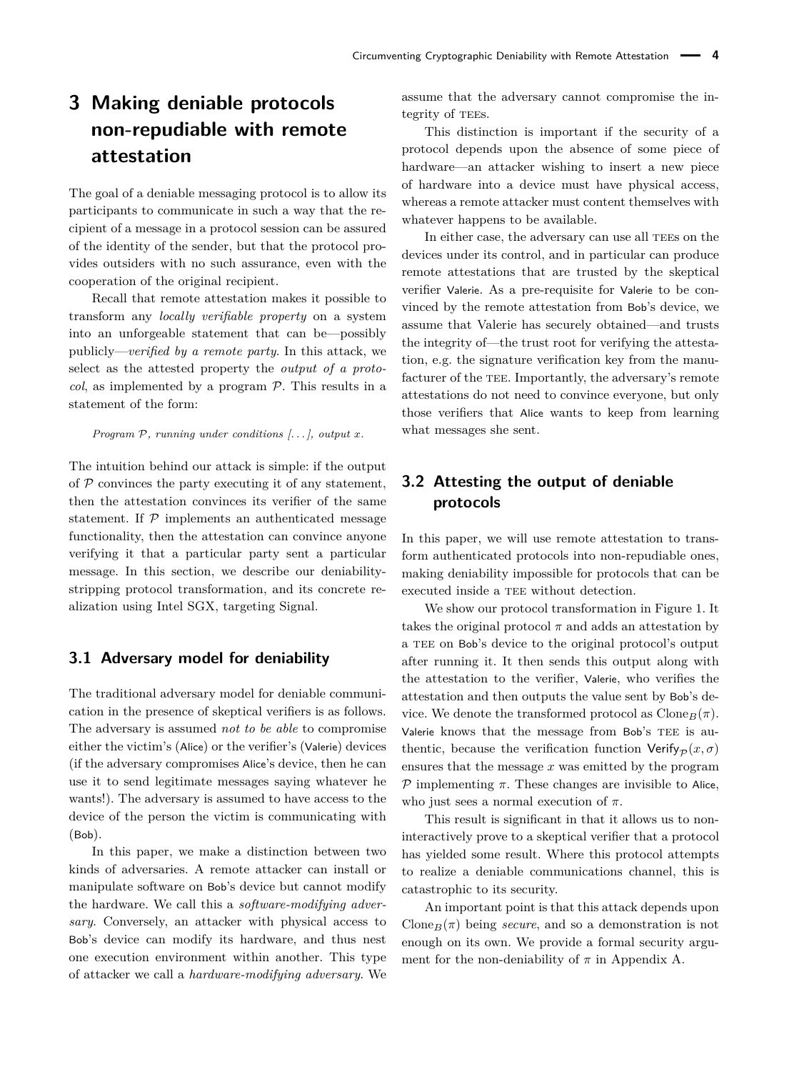# 3 Making deniable protocols non-repudiable with remote attestation

The goal of a deniable messaging protocol is to allow its participants to communicate in such a way that the recipient of a message in a protocol session can be assured of the identity of the sender, but that the protocol provides outsiders with no such assurance, even with the cooperation of the original recipient.

Recall that remote attestation makes it possible to transform any *locally verifiable property* on a system into an unforgeable statement that can be—possibly publicly—*verified by a remote party*. In this attack, we select as the attested property the *output of a protocol*, as implemented by a program $\mathcal{P}$. This results in a statement of the form:

*Program $\mathcal{P}$, running under conditions [. . . ], output $x$.*

The intuition behind our attack is simple: if the output of $\mathcal{P}$ convinces the party executing it of any statement, then the attestation convinces its verifier of the same statement. If $\mathcal{P}$ implements an authenticated message functionality, then the attestation can convince anyone verifying it that a particular party sent a particular message. In this section, we describe our deniability-stripping protocol transformation, and its concrete realization using Intel SGX, targeting Signal.

## 3.1 Adversary model for deniability

The traditional adversary model for deniable communication in the presence of skeptical verifiers is as follows. The adversary is assumed *not to be able* to compromise either the victim's (Alice) or the verifier's (Valerie) devices (if the adversary compromises Alice's device, then he can use it to send legitimate messages saying whatever he wants!). The adversary is assumed to have access to the device of the person the victim is communicating with (Bob).

In this paper, we make a distinction between two kinds of adversaries. A remote attacker can install or manipulate software on Bob's device but cannot modify the hardware. We call this a *software-modifying adversary*. Conversely, an attacker with physical access to Bob's device can modify its hardware, and thus nest one execution environment within another. This type of attacker we call a *hardware-modifying adversary*. We assume that the adversary cannot compromise the integrity of TEEs.

This distinction is important if the security of a protocol depends upon the absence of some piece of hardware—an attacker wishing to insert a new piece of hardware into a device must have physical access, whereas a remote attacker must content themselves with whatever happens to be available.

In either case, the adversary can use all TEEs on the devices under its control, and in particular can produce remote attestations that are trusted by the skeptical verifier Valerie. As a pre-requisite for Valerie to be convinced by the remote attestation from Bob's device, we assume that Valerie has securely obtained—and trusts the integrity of—the trust root for verifying the attestation, e.g. the signature verification key from the manufacturer of the TEE. Importantly, the adversary's remote attestations do not need to convince everyone, but only those verifiers that Alice wants to keep from learning what messages she sent.

## 3.2 Attesting the output of deniable protocols

In this paper, we will use remote attestation to transform authenticated protocols into non-repudiable ones, making deniability impossible for protocols that can be executed inside a TEE without detection.

We show our protocol transformation in Figure 1. It takes the original protocol $\pi$ and adds an attestation by a TEE on Bob's device to the original protocol's output after running it. It then sends this output along with the attestation to the verifier, Valerie, who verifies the attestation and then outputs the value sent by Bob's device. We denote the transformed protocol as $\mathrm{Clone}_B(\pi)$. Valerie knows that the message from Bob's TEE is authentic, because the verification function $\mathsf{Verify}_{\mathcal{P}}(x, \sigma)$ ensures that the message $x$ was emitted by the program $\mathcal{P}$ implementing $\pi$. These changes are invisible to Alice, who just sees a normal execution of $\pi$.

This result is significant in that it allows us to non-interactively prove to a skeptical verifier that a protocol has yielded some result. Where this protocol attempts to realize a deniable communications channel, this is catastrophic to its security.

An important point is that this attack depends upon $\mathrm{Clone}_B(\pi)$ being *secure*, and so a demonstration is not enough on its own. We provide a formal security argument for the non-deniability of $\pi$ in Appendix A.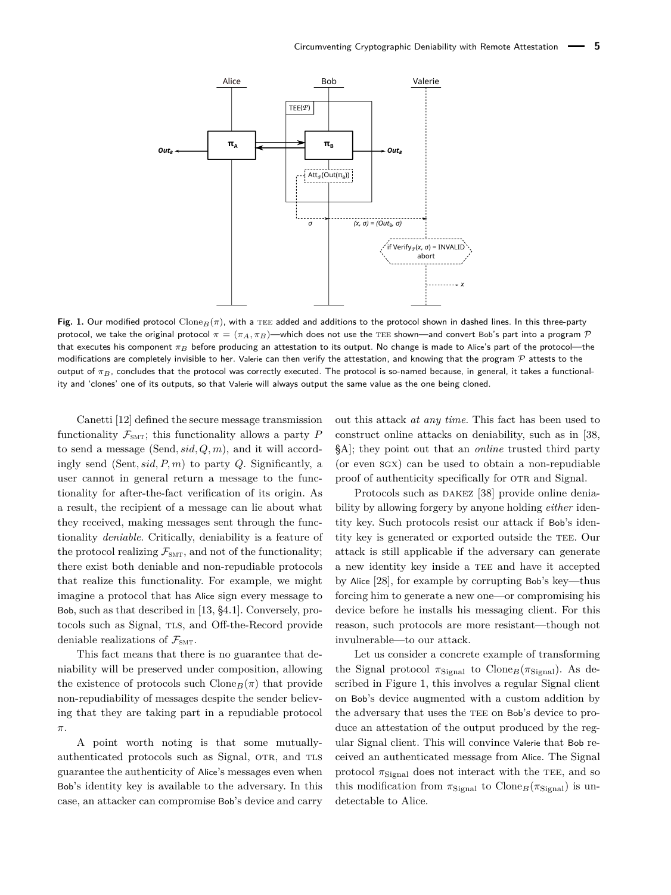**Fig. 1.** Our modified protocol $\text{Clone}_B(\pi)$, with a TEE added and additions to the protocol shown in dashed lines. In this three-party protocol, we take the original protocol $\pi = (\pi_A, \pi_B)$—which does not use the TEE shown—and convert Bob's part into a program $\mathcal{P}$ that executes his component $\pi_B$ before producing an attestation to its output. No change is made to Alice's part of the protocol—the modifications are completely invisible to her. Valerie can then verify the attestation, and knowing that the program $\mathcal{P}$ attests to the output of $\pi_B$, concludes that the protocol was correctly executed. The protocol is so-named because, in general, it takes a functionality and 'clones' one of its outputs, so that Valerie will always output the same value as the one being cloned.

Canetti [12] defined the secure message transmission functionality $\mathcal{F}_{\text{SMT}}$; this functionality allows a party $P$ to send a message $(\text{Send}, sid, Q, m)$, and it will accordingly send $(\text{Sent}, sid, P, m)$ to party $Q$. Significantly, a user cannot in general return a message to the functionality for after-the-fact verification of its origin. As a result, the recipient of a message can lie about what they received, making messages sent through the functionality *deniable*. Critically, deniability is a feature of the protocol realizing $\mathcal{F}_{\text{SMT}}$, and not of the functionality; there exist both deniable and non-repudiable protocols that realize this functionality. For example, we might imagine a protocol that has Alice sign every message to Bob, such as that described in [13, §4.1]. Conversely, protocols such as Signal, TLS, and Off-the-Record provide deniable realizations of $\mathcal{F}_{\text{SMT}}$.

This fact means that there is no guarantee that deniability will be preserved under composition, allowing the existence of protocols such $\text{Clone}_B(\pi)$ that provide non-repudiability of messages despite the sender believing that they are taking part in a repudiable protocol $\pi$.

A point worth noting is that some mutually-authenticated protocols such as Signal, OTR, and TLS guarantee the authenticity of Alice's messages even when Bob's identity key is available to the adversary. In this case, an attacker can compromise Bob's device and carry out this attack *at any time*. This fact has been used to construct online attacks on deniability, such as in [38, §A]; they point out that an *online* trusted third party (or even SGX) can be used to obtain a non-repudiable proof of authenticity specifically for OTR and Signal.

Protocols such as DAKEZ [38] provide online deniability by allowing forgery by anyone holding *either* identity key. Such protocols resist our attack if Bob's identity key is generated or exported outside the TEE. Our attack is still applicable if the adversary can generate a new identity key inside a TEE and have it accepted by Alice [28], for example by corrupting Bob's key—thus forcing him to generate a new one—or compromising his device before he installs his messaging client. For this reason, such protocols are more resistant—though not invulnerable—to our attack.

Let us consider a concrete example of transforming the Signal protocol $\pi_{\text{Signal}}$ to $\text{Clone}_B(\pi_{\text{Signal}})$. As described in Figure 1, this involves a regular Signal client on Bob's device augmented with a custom addition by the adversary that uses the TEE on Bob's device to produce an attestation of the output produced by the regular Signal client. This will convince Valerie that Bob received an authenticated message from Alice. The Signal protocol $\pi_{\text{Signal}}$ does not interact with the TEE, and so this modification from $\pi_{\text{Signal}}$ to $\text{Clone}_B(\pi_{\text{Signal}})$ is undetectable to Alice.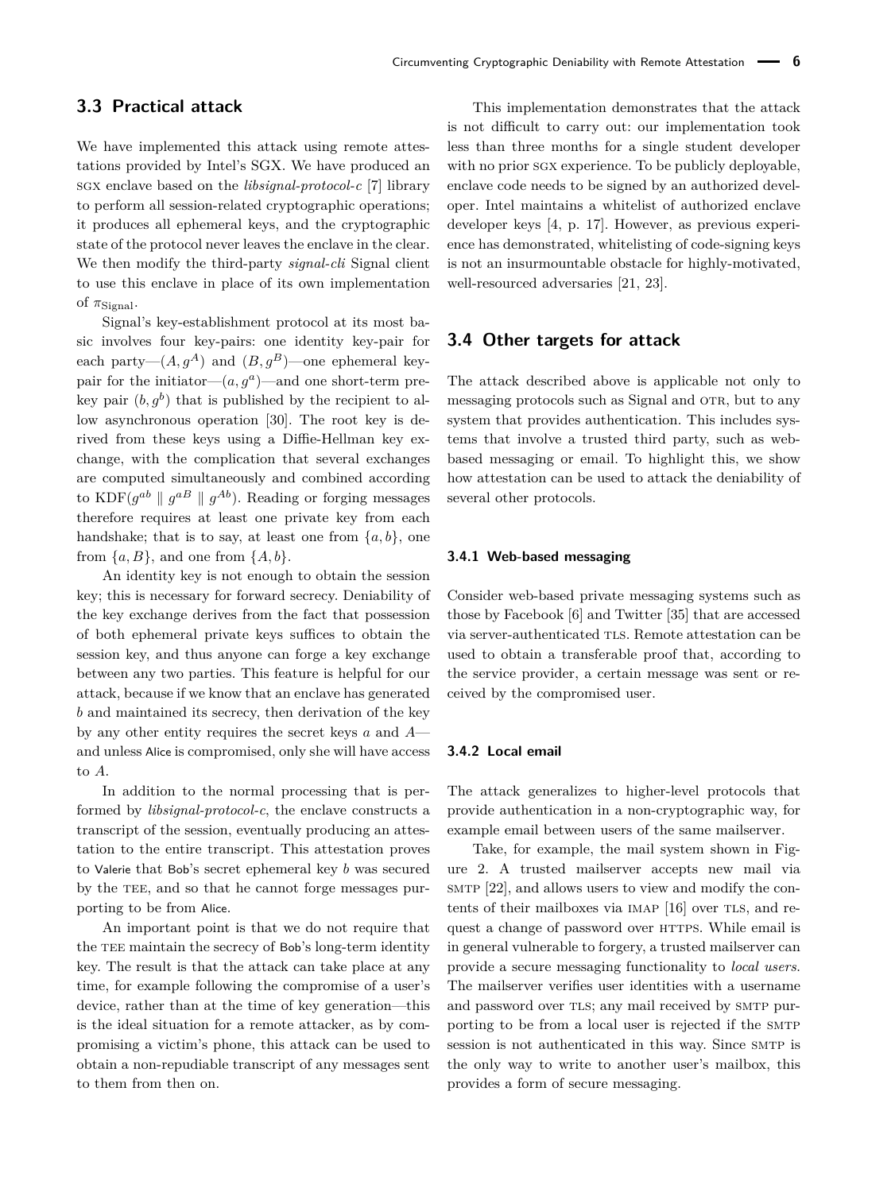## 3.3 Practical attack

We have implemented this attack using remote attestations provided by Intel's SGX. We have produced an SGX enclave based on the *libsignal-protocol-c* [7] library to perform all session-related cryptographic operations; it produces all ephemeral keys, and the cryptographic state of the protocol never leaves the enclave in the clear. We then modify the third-party *signal-cli* Signal client to use this enclave in place of its own implementation of $\pi_{\text{Signal}}$.

Signal's key-establishment protocol at its most basic involves four key-pairs: one identity key-pair for each party—$(A, g^A)$ and $(B, g^B)$—one ephemeral key-pair for the initiator—$(a, g^a)$—and one short-term prekey pair $(b, g^b)$ that is published by the recipient to allow asynchronous operation [30]. The root key is derived from these keys using a Diffie-Hellman key exchange, with the complication that several exchanges are computed simultaneously and combined according to $\text{KDF}(g^{ab} \parallel g^{aB} \parallel g^{Ab})$. Reading or forging messages therefore requires at least one private key from each handshake; that is to say, at least one from $\{a, b\}$, one from $\{a, B\}$, and one from $\{A, b\}$.

An identity key is not enough to obtain the session key; this is necessary for forward secrecy. Deniability of the key exchange derives from the fact that possession of both ephemeral private keys suffices to obtain the session key, and thus anyone can forge a key exchange between any two parties. This feature is helpful for our attack, because if we know that an enclave has generated $b$ and maintained its secrecy, then derivation of the key by any other entity requires the secret keys $a$ and $A$—and unless Alice is compromised, only she will have access to $A$.

In addition to the normal processing that is performed by *libsignal-protocol-c*, the enclave constructs a transcript of the session, eventually producing an attestation to the entire transcript. This attestation proves to Valerie that Bob's secret ephemeral key $b$ was secured by the TEE, and so that he cannot forge messages purporting to be from Alice.

An important point is that we do not require that the TEE maintain the secrecy of Bob's long-term identity key. The result is that the attack can take place at any time, for example following the compromise of a user's device, rather than at the time of key generation—this is the ideal situation for a remote attacker, as by compromising a victim's phone, this attack can be used to obtain a non-repudiable transcript of any messages sent to them from then on.

This implementation demonstrates that the attack is not difficult to carry out: our implementation took less than three months for a single student developer with no prior SGX experience. To be publicly deployable, enclave code needs to be signed by an authorized developer. Intel maintains a whitelist of authorized enclave developer keys [4, p. 17]. However, as previous experience has demonstrated, whitelisting of code-signing keys is not an insurmountable obstacle for highly-motivated, well-resourced adversaries [21, 23].

## 3.4 Other targets for attack

The attack described above is applicable not only to messaging protocols such as Signal and OTR, but to any system that provides authentication. This includes systems that involve a trusted third party, such as web-based messaging or email. To highlight this, we show how attestation can be used to attack the deniability of several other protocols.

### 3.4.1 Web-based messaging

Consider web-based private messaging systems such as those by Facebook [6] and Twitter [35] that are accessed via server-authenticated TLS. Remote attestation can be used to obtain a transferable proof that, according to the service provider, a certain message was sent or received by the compromised user.

### 3.4.2 Local email

The attack generalizes to higher-level protocols that provide authentication in a non-cryptographic way, for example email between users of the same mailserver.

Take, for example, the mail system shown in Figure 2. A trusted mailserver accepts new mail via SMTP [22], and allows users to view and modify the contents of their mailboxes via IMAP [16] over TLS, and request a change of password over HTTPS. While email is in general vulnerable to forgery, a trusted mailserver can provide a secure messaging functionality to *local users.* The mailserver verifies user identities with a username and password over TLS; any mail received by SMTP purporting to be from a local user is rejected if the SMTP session is not authenticated in this way. Since SMTP is the only way to write to another user's mailbox, this provides a form of secure messaging.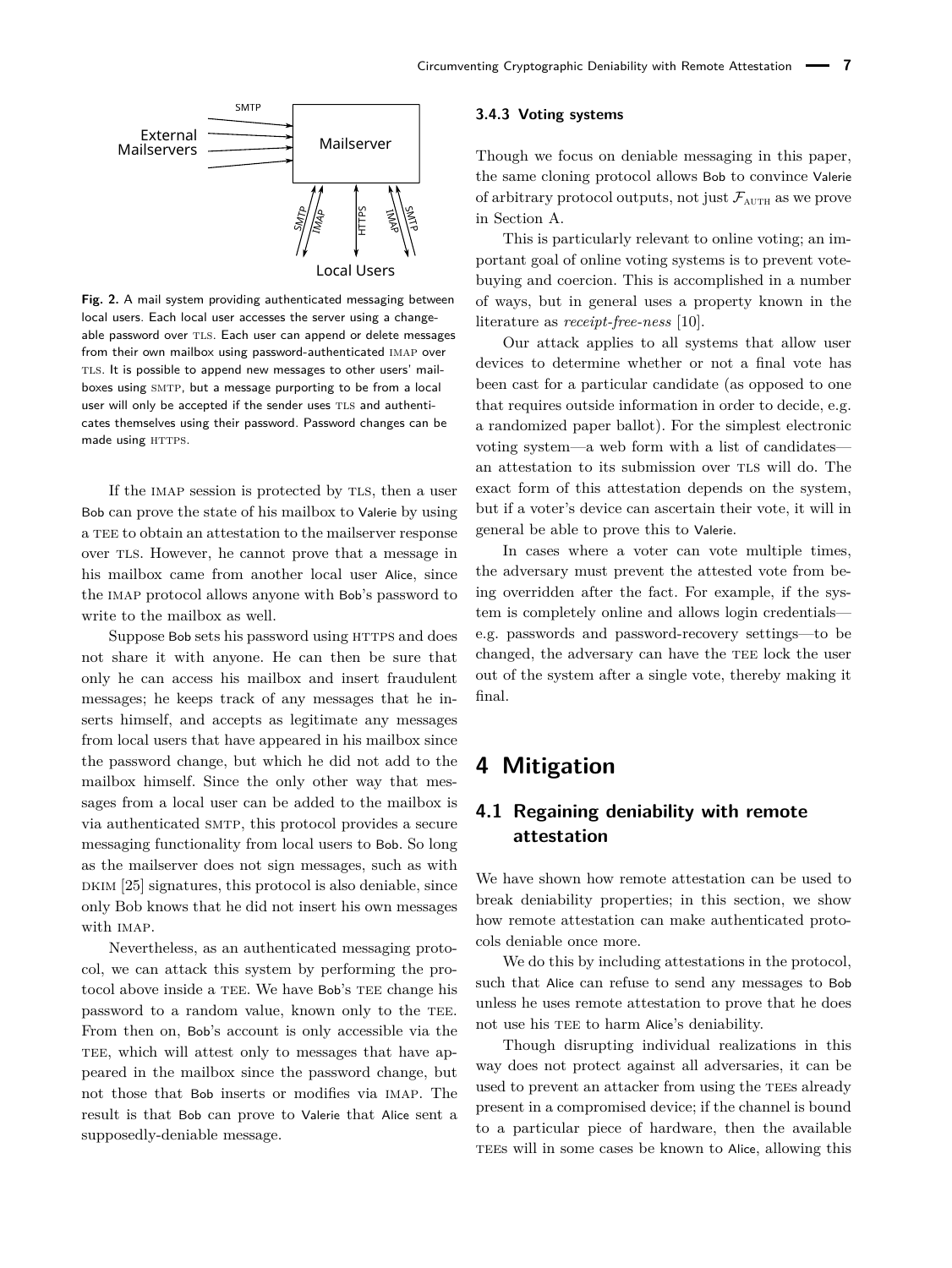Fig. 2. A mail system providing authenticated messaging between local users. Each local user accesses the server using a changeable password over TLS. Each user can append or delete messages from their own mailbox using password-authenticated IMAP over TLS. It is possible to append new messages to other users' mailboxes using SMTP, but a message purporting to be from a local user will only be accepted if the sender uses TLS and authenticates themselves using their password. Password changes can be made using HTTPS.

If the IMAP session is protected by TLS, then a user Bob can prove the state of his mailbox to Valerie by using a TEE to obtain an attestation to the mailserver response over TLS. However, he cannot prove that a message in his mailbox came from another local user Alice, since the IMAP protocol allows anyone with Bob's password to write to the mailbox as well.

Suppose Bob sets his password using HTTPS and does not share it with anyone. He can then be sure that only he can access his mailbox and insert fraudulent messages; he keeps track of any messages that he inserts himself, and accepts as legitimate any messages from local users that have appeared in his mailbox since the password change, but which he did not add to the mailbox himself. Since the only other way that messages from a local user can be added to the mailbox is via authenticated SMTP, this protocol provides a secure messaging functionality from local users to Bob. So long as the mailserver does not sign messages, such as with DKIM [25] signatures, this protocol is also deniable, since only Bob knows that he did not insert his own messages with IMAP.

Nevertheless, as an authenticated messaging protocol, we can attack this system by performing the protocol above inside a TEE. We have Bob's TEE change his password to a random value, known only to the TEE. From then on, Bob's account is only accessible via the TEE, which will attest only to messages that have appeared in the mailbox since the password change, but not those that Bob inserts or modifies via IMAP. The result is that Bob can prove to Valerie that Alice sent a supposedly-deniable message.

### 3.4.3 Voting systems

Though we focus on deniable messaging in this paper, the same cloning protocol allows Bob to convince Valerie of arbitrary protocol outputs, not just $\mathcal{F}_{\text{AUTH}}$ as we prove in Section A.

This is particularly relevant to online voting; an important goal of online voting systems is to prevent vote-buying and coercion. This is accomplished in a number of ways, but in general uses a property known in the literature as *receipt-free-ness* [10].

Our attack applies to all systems that allow user devices to determine whether or not a final vote has been cast for a particular candidate (as opposed to one that requires outside information in order to decide, e.g. a randomized paper ballot). For the simplest electronic voting system—a web form with a list of candidates—an attestation to its submission over TLS will do. The exact form of this attestation depends on the system, but if a voter's device can ascertain their vote, it will in general be able to prove this to Valerie.

In cases where a voter can vote multiple times, the adversary must prevent the attested vote from being overridden after the fact. For example, if the system is completely online and allows login credentials—e.g. passwords and password-recovery settings—to be changed, the adversary can have the TEE lock the user out of the system after a single vote, thereby making it final.

# 4 Mitigation

## 4.1 Regaining deniability with remote attestation

We have shown how remote attestation can be used to break deniability properties; in this section, we show how remote attestation can make authenticated protocols deniable once more.

We do this by including attestations in the protocol, such that Alice can refuse to send any messages to Bob unless he uses remote attestation to prove that he does not use his TEE to harm Alice's deniability.

Though disrupting individual realizations in this way does not protect against all adversaries, it can be used to prevent an attacker from using the TEEs already present in a compromised device; if the channel is bound to a particular piece of hardware, then the available TEEs will in some cases be known to Alice, allowing this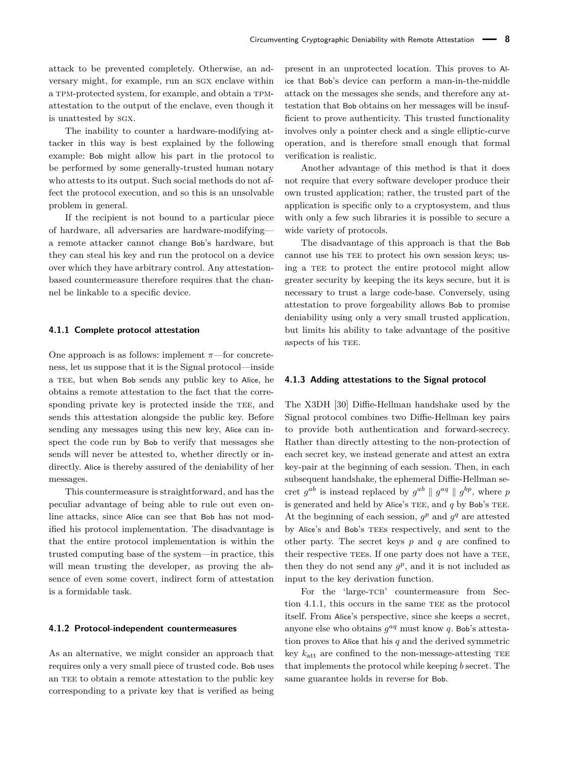attack to be prevented completely. Otherwise, an adversary might, for example, run an SGX enclave within a TPM-protected system, for example, and obtain a TPM-attestation to the output of the enclave, even though it is unattested by SGX.

The inability to counter a hardware-modifying attacker in this way is best explained by the following example: Bob might allow his part in the protocol to be performed by some generally-trusted human notary who attests to its output. Such social methods do not affect the protocol execution, and so this is an unsolvable problem in general.

If the recipient is not bound to a particular piece of hardware, all adversaries are hardware-modifying—a remote attacker cannot change Bob's hardware, but they can steal his key and run the protocol on a device over which they have arbitrary control. Any attestation-based countermeasure therefore requires that the channel be linkable to a specific device.

### 4.1.1 Complete protocol attestation

One approach is as follows: implement $\pi$—for concreteness, let us suppose that it is the Signal protocol—inside a TEE, but when Bob sends any public key to Alice, he obtains a remote attestation to the fact that the corresponding private key is protected inside the TEE, and sends this attestation alongside the public key. Before sending any messages using this new key, Alice can inspect the code run by Bob to verify that messages she sends will never be attested to, whether directly or indirectly. Alice is thereby assured of the deniability of her messages.

This countermeasure is straightforward, and has the peculiar advantage of being able to rule out even online attacks, since Alice can see that Bob has not modified his protocol implementation. The disadvantage is that the entire protocol implementation is within the trusted computing base of the system—in practice, this will mean trusting the developer, as proving the absence of even some covert, indirect form of attestation is a formidable task.

### 4.1.2 Protocol-independent countermeasures

As an alternative, we might consider an approach that requires only a very small piece of trusted code. Bob uses an TEE to obtain a remote attestation to the public key corresponding to a private key that is verified as being present in an unprotected location. This proves to Alice that Bob's device can perform a man-in-the-middle attack on the messages she sends, and therefore any attestation that Bob obtains on her messages will be insufficient to prove authenticity. This trusted functionality involves only a pointer check and a single elliptic-curve operation, and is therefore small enough that formal verification is realistic.

Another advantage of this method is that it does not require that every software developer produce their own trusted application; rather, the trusted part of the application is specific only to a cryptosystem, and thus with only a few such libraries it is possible to secure a wide variety of protocols.

The disadvantage of this approach is that the Bob cannot use his TEE to protect his own session keys; using a TEE to protect the entire protocol might allow greater security by keeping the its keys secure, but it is necessary to trust a large code-base. Conversely, using attestation to prove forgeability allows Bob to promise deniability using only a very small trusted application, but limits his ability to take advantage of the positive aspects of his TEE.

### 4.1.3 Adding attestations to the Signal protocol

The X3DH [30] Diffie-Hellman handshake used by the Signal protocol combines two Diffie-Hellman key pairs to provide both authentication and forward-secrecy. Rather than directly attesting to the non-protection of each secret key, we instead generate and attest an extra key-pair at the beginning of each session. Then, in each subsequent handshake, the ephemeral Diffie-Hellman secret $g^{ab}$ is instead replaced by $g^{ab} \parallel g^{aq} \parallel g^{bp}$, where $p$ is generated and held by Alice's TEE, and $q$ by Bob's TEE. At the beginning of each session, $g^p$ and $g^q$ are attested by Alice's and Bob's TEEs respectively, and sent to the other party. The secret keys $p$ and $q$ are confined to their respective TEEs. If one party does not have a TEE, then they do not send any $g^p$, and it is not included as input to the key derivation function.

For the 'large-TCB' countermeasure from Section 4.1.1, this occurs in the same TEE as the protocol itself. From Alice's perspective, since she keeps $a$ secret, anyone else who obtains $g^{aq}$ must know $q$. Bob's attestation proves to Alice that his $q$ and the derived symmetric key $k_{\text{att}}$ are confined to the non-message-attesting TEE that implements the protocol while keeping $b$ secret. The same guarantee holds in reverse for Bob.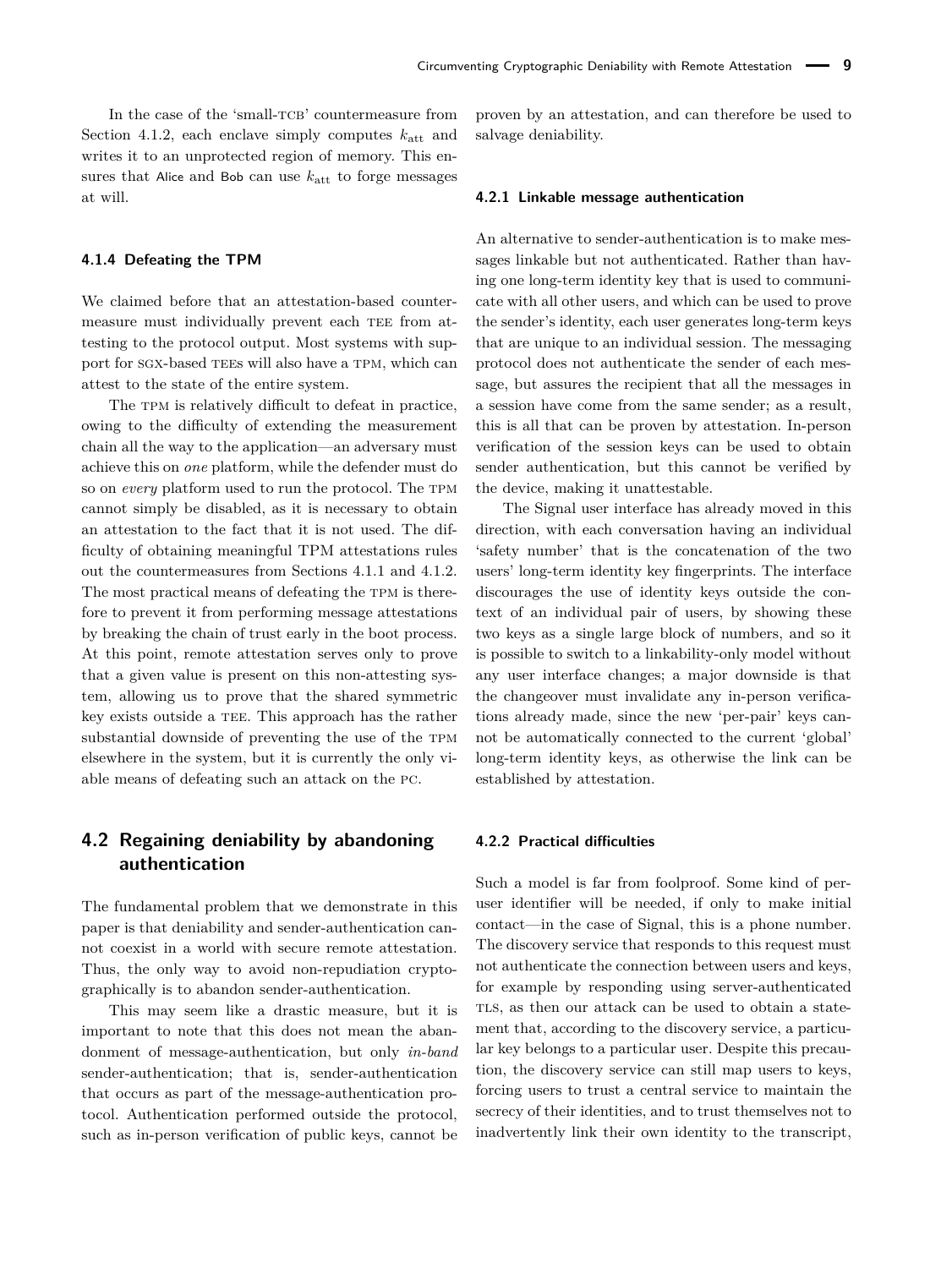In the case of the 'small-TCB' countermeasure from Section 4.1.2, each enclave simply computes $k_{\text{att}}$ and writes it to an unprotected region of memory. This ensures that Alice and Bob can use $k_{\text{att}}$ to forge messages at will.

#### 4.1.4 Defeating the TPM

We claimed before that an attestation-based countermeasure must individually prevent each TEE from attesting to the protocol output. Most systems with support for SGX-based TEEs will also have a TPM, which can attest to the state of the entire system.

The TPM is relatively difficult to defeat in practice, owing to the difficulty of extending the measurement chain all the way to the application—an adversary must achieve this on *one* platform, while the defender must do so on *every* platform used to run the protocol. The TPM cannot simply be disabled, as it is necessary to obtain an attestation to the fact that it is not used. The difficulty of obtaining meaningful TPM attestations rules out the countermeasures from Sections 4.1.1 and 4.1.2. The most practical means of defeating the TPM is therefore to prevent it from performing message attestations by breaking the chain of trust early in the boot process. At this point, remote attestation serves only to prove that a given value is present on this non-attesting system, allowing us to prove that the shared symmetric key exists outside a TEE. This approach has the rather substantial downside of preventing the use of the TPM elsewhere in the system, but it is currently the only viable means of defeating such an attack on the PC.

## 4.2 Regaining deniability by abandoning authentication

The fundamental problem that we demonstrate in this paper is that deniability and sender-authentication cannot coexist in a world with secure remote attestation. Thus, the only way to avoid non-repudiation cryptographically is to abandon sender-authentication.

This may seem like a drastic measure, but it is important to note that this does not mean the abandonment of message-authentication, but only *in-band* sender-authentication; that is, sender-authentication that occurs as part of the message-authentication protocol. Authentication performed outside the protocol, such as in-person verification of public keys, cannot be proven by an attestation, and can therefore be used to salvage deniability.

#### 4.2.1 Linkable message authentication

An alternative to sender-authentication is to make messages linkable but not authenticated. Rather than having one long-term identity key that is used to communicate with all other users, and which can be used to prove the sender's identity, each user generates long-term keys that are unique to an individual session. The messaging protocol does not authenticate the sender of each message, but assures the recipient that all the messages in a session have come from the same sender; as a result, this is all that can be proven by attestation. In-person verification of the session keys can be used to obtain sender authentication, but this cannot be verified by the device, making it unattestable.

The Signal user interface has already moved in this direction, with each conversation having an individual 'safety number' that is the concatenation of the two users' long-term identity key fingerprints. The interface discourages the use of identity keys outside the context of an individual pair of users, by showing these two keys as a single large block of numbers, and so it is possible to switch to a linkability-only model without any user interface changes; a major downside is that the changeover must invalidate any in-person verifications already made, since the new 'per-pair' keys cannot be automatically connected to the current 'global' long-term identity keys, as otherwise the link can be established by attestation.

#### 4.2.2 Practical difficulties

Such a model is far from foolproof. Some kind of per-user identifier will be needed, if only to make initial contact—in the case of Signal, this is a phone number. The discovery service that responds to this request must not authenticate the connection between users and keys, for example by responding using server-authenticated TLS, as then our attack can be used to obtain a statement that, according to the discovery service, a particular key belongs to a particular user. Despite this precaution, the discovery service can still map users to keys, forcing users to trust a central service to maintain the secrecy of their identities, and to trust themselves not to inadvertently link their own identity to the transcript,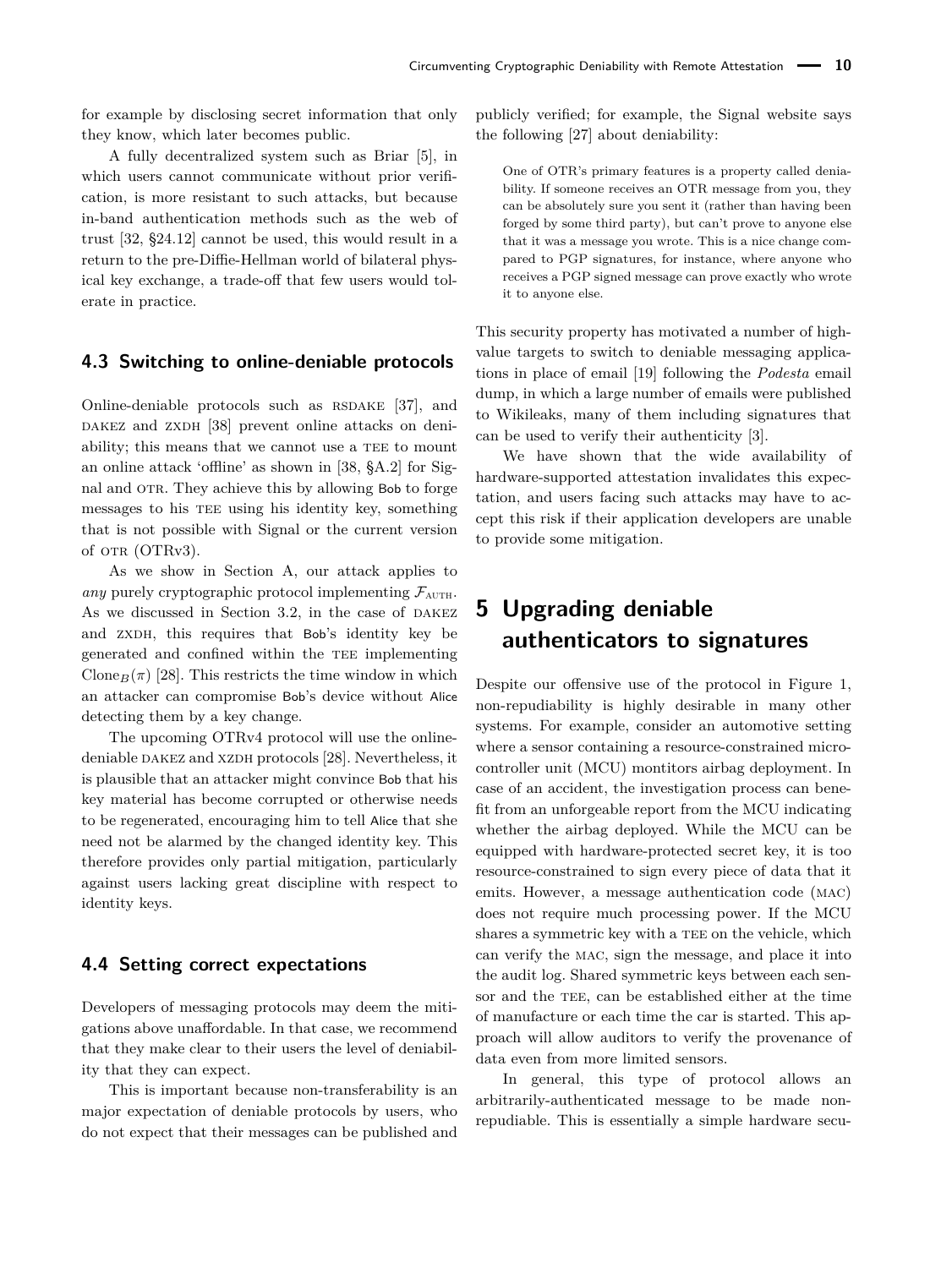for example by disclosing secret information that only they know, which later becomes public.

A fully decentralized system such as Briar [5], in which users cannot communicate without prior verification, is more resistant to such attacks, but because in-band authentication methods such as the web of trust [32, §24.12] cannot be used, this would result in a return to the pre-Diffie-Hellman world of bilateral physical key exchange, a trade-off that few users would tolerate in practice.

### 4.3 Switching to online-deniable protocols

Online-deniable protocols such as RSDAKE [37], and DAKEZ and ZXDH [38] prevent online attacks on deniability; this means that we cannot use a TEE to mount an online attack 'offline' as shown in [38, §A.2] for Signal and OTR. They achieve this by allowing Bob to forge messages to his TEE using his identity key, something that is not possible with Signal or the current version of OTR (OTRv3).

As we show in Section A, our attack applies to *any* purely cryptographic protocol implementing $\mathcal{F}_{\text{AUTH}}$. As we discussed in Section 3.2, in the case of DAKEZ and ZXDH, this requires that Bob's identity key be generated and confined within the TEE implementing $\text{Clone}_B(\pi)$ [28]. This restricts the time window in which an attacker can compromise Bob's device without Alice detecting them by a key change.

The upcoming OTRv4 protocol will use the online-deniable DAKEZ and XZDH protocols [28]. Nevertheless, it is plausible that an attacker might convince Bob that his key material has become corrupted or otherwise needs to be regenerated, encouraging him to tell Alice that she need not be alarmed by the changed identity key. This therefore provides only partial mitigation, particularly against users lacking great discipline with respect to identity keys.

### 4.4 Setting correct expectations

Developers of messaging protocols may deem the mitigations above unaffordable. In that case, we recommend that they make clear to their users the level of deniability that they can expect.

This is important because non-transferability is an major expectation of deniable protocols by users, who do not expect that their messages can be published and publicly verified; for example, the Signal website says the following [27] about deniability:

> One of OTR's primary features is a property called deniability. If someone receives an OTR message from you, they can be absolutely sure you sent it (rather than having been forged by some third party), but can't prove to anyone else that it was a message you wrote. This is a nice change compared to PGP signatures, for instance, where anyone who receives a PGP signed message can prove exactly who wrote it to anyone else.

This security property has motivated a number of high-value targets to switch to deniable messaging applications in place of email [19] following the *Podesta* email dump, in which a large number of emails were published to Wikileaks, many of them including signatures that can be used to verify their authenticity [3].

We have shown that the wide availability of hardware-supported attestation invalidates this expectation, and users facing such attacks may have to accept this risk if their application developers are unable to provide some mitigation.

## 5 Upgrading deniable authenticators to signatures

Despite our offensive use of the protocol in Figure 1, non-repudiability is highly desirable in many other systems. For example, consider an automotive setting where a sensor containing a resource-constrained microcontroller unit (MCU) montitors airbag deployment. In case of an accident, the investigation process can benefit from an unforgeable report from the MCU indicating whether the airbag deployed. While the MCU can be equipped with hardware-protected secret key, it is too resource-constrained to sign every piece of data that it emits. However, a message authentication code (MAC) does not require much processing power. If the MCU shares a symmetric key with a TEE on the vehicle, which can verify the MAC, sign the message, and place it into the audit log. Shared symmetric keys between each sensor and the TEE, can be established either at the time of manufacture or each time the car is started. This approach will allow auditors to verify the provenance of data even from more limited sensors.

In general, this type of protocol allows an arbitrarily-authenticated message to be made non-repudiable. This is essentially a simple hardware secu-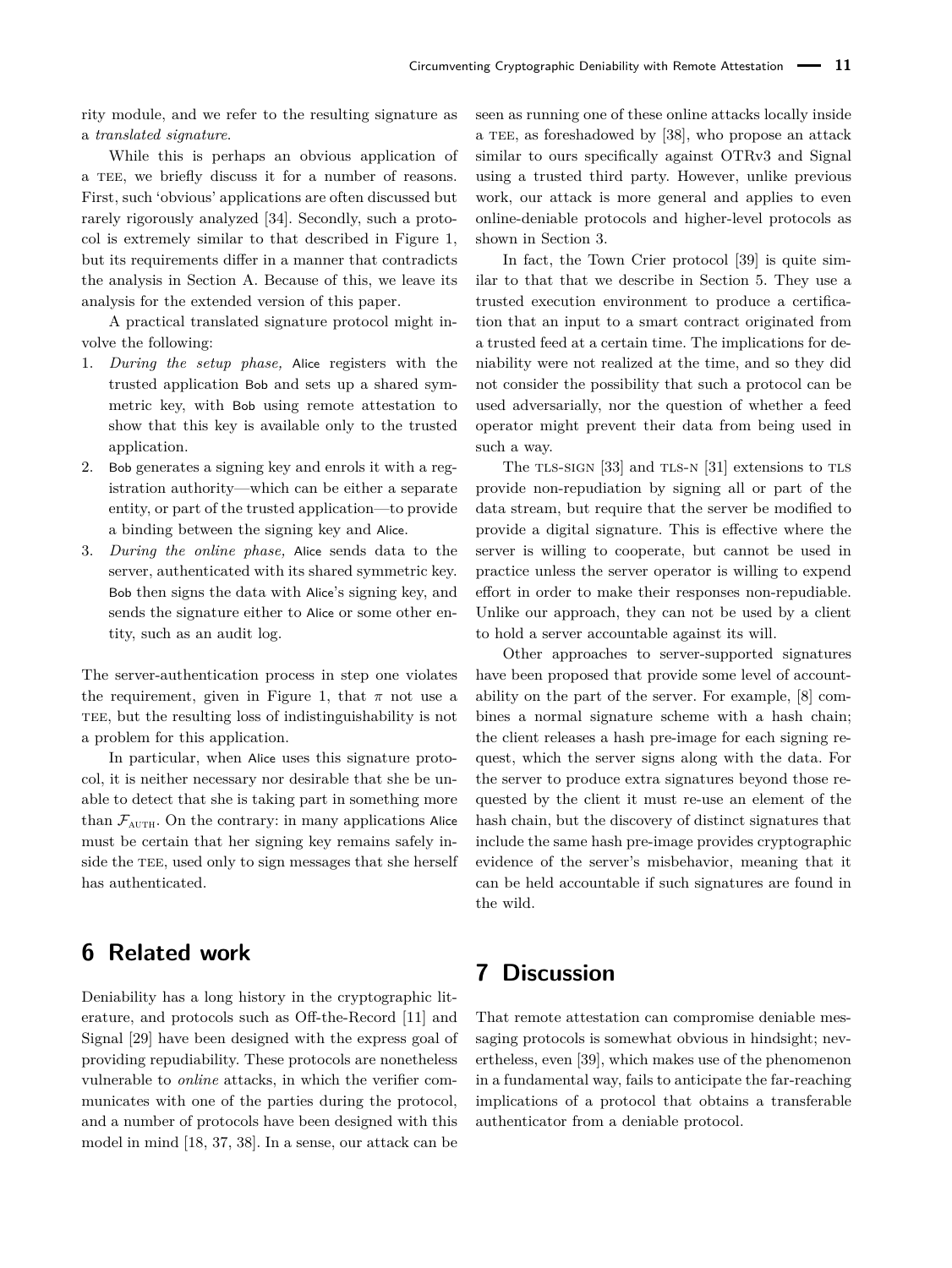rity module, and we refer to the resulting signature as a *translated signature.*

While this is perhaps an obvious application of a TEE, we briefly discuss it for a number of reasons. First, such 'obvious' applications are often discussed but rarely rigorously analyzed [34]. Secondly, such a protocol is extremely similar to that described in Figure 1, but its requirements differ in a manner that contradicts the analysis in Section A. Because of this, we leave its analysis for the extended version of this paper.

A practical translated signature protocol might involve the following:

1. *During the setup phase,* Alice registers with the trusted application Bob and sets up a shared symmetric key, with Bob using remote attestation to show that this key is available only to the trusted application.
2. Bob generates a signing key and enrols it with a registration authority—which can be either a separate entity, or part of the trusted application—to provide a binding between the signing key and Alice.
3. *During the online phase,* Alice sends data to the server, authenticated with its shared symmetric key. Bob then signs the data with Alice's signing key, and sends the signature either to Alice or some other entity, such as an audit log.

The server-authentication process in step one violates the requirement, given in Figure 1, that $\pi$ not use a TEE, but the resulting loss of indistinguishability is not a problem for this application.

In particular, when Alice uses this signature protocol, it is neither necessary nor desirable that she be unable to detect that she is taking part in something more than $\mathcal{F}_{\text{AUTH}}$. On the contrary: in many applications Alice must be certain that her signing key remains safely inside the TEE, used only to sign messages that she herself has authenticated.

## 6 Related work

Deniability has a long history in the cryptographic literature, and protocols such as Off-the-Record [11] and Signal [29] have been designed with the express goal of providing repudiability. These protocols are nonetheless vulnerable to *online* attacks, in which the verifier communicates with one of the parties during the protocol, and a number of protocols have been designed with this model in mind [18, 37, 38]. In a sense, our attack can be seen as running one of these online attacks locally inside a TEE, as foreshadowed by [38], who propose an attack similar to ours specifically against OTRv3 and Signal using a trusted third party. However, unlike previous work, our attack is more general and applies to even online-deniable protocols and higher-level protocols as shown in Section 3.

In fact, the Town Crier protocol [39] is quite similar to that that we describe in Section 5. They use a trusted execution environment to produce a certification that an input to a smart contract originated from a trusted feed at a certain time. The implications for deniability were not realized at the time, and so they did not consider the possibility that such a protocol can be used adversarially, nor the question of whether a feed operator might prevent their data from being used in such a way.

The TLS-SIGN [33] and TLS-N [31] extensions to TLS provide non-repudiation by signing all or part of the data stream, but require that the server be modified to provide a digital signature. This is effective where the server is willing to cooperate, but cannot be used in practice unless the server operator is willing to expend effort in order to make their responses non-repudiable. Unlike our approach, they can not be used by a client to hold a server accountable against its will.

Other approaches to server-supported signatures have been proposed that provide some level of accountability on the part of the server. For example, [8] combines a normal signature scheme with a hash chain; the client releases a hash pre-image for each signing request, which the server signs along with the data. For the server to produce extra signatures beyond those requested by the client it must re-use an element of the hash chain, but the discovery of distinct signatures that include the same hash pre-image provides cryptographic evidence of the server's misbehavior, meaning that it can be held accountable if such signatures are found in the wild.

## 7 Discussion

That remote attestation can compromise deniable messaging protocols is somewhat obvious in hindsight; nevertheless, even [39], which makes use of the phenomenon in a fundamental way, fails to anticipate the far-reaching implications of a protocol that obtains a transferable authenticator from a deniable protocol.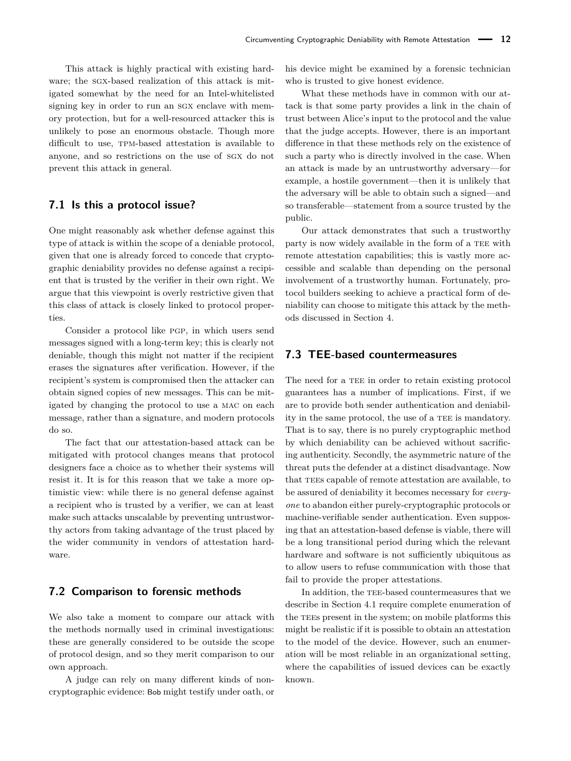This attack is highly practical with existing hardware; the SGX-based realization of this attack is mitigated somewhat by the need for an Intel-whitelisted signing key in order to run an SGX enclave with memory protection, but for a well-resourced attacker this is unlikely to pose an enormous obstacle. Though more difficult to use, TPM-based attestation is available to anyone, and so restrictions on the use of SGX do not prevent this attack in general.

### 7.1 Is this a protocol issue?

One might reasonably ask whether defense against this type of attack is within the scope of a deniable protocol, given that one is already forced to concede that cryptographic deniability provides no defense against a recipient that is trusted by the verifier in their own right. We argue that this viewpoint is overly restrictive given that this class of attack is closely linked to protocol properties.

Consider a protocol like PGP, in which users send messages signed with a long-term key; this is clearly not deniable, though this might not matter if the recipient erases the signatures after verification. However, if the recipient's system is compromised then the attacker can obtain signed copies of new messages. This can be mitigated by changing the protocol to use a MAC on each message, rather than a signature, and modern protocols do so.

The fact that our attestation-based attack can be mitigated with protocol changes means that protocol designers face a choice as to whether their systems will resist it. It is for this reason that we take a more optimistic view: while there is no general defense against a recipient who is trusted by a verifier, we can at least make such attacks unscalable by preventing untrustworthy actors from taking advantage of the trust placed by the wider community in vendors of attestation hardware.

### 7.2 Comparison to forensic methods

We also take a moment to compare our attack with the methods normally used in criminal investigations: these are generally considered to be outside the scope of protocol design, and so they merit comparison to our own approach.

A judge can rely on many different kinds of non-cryptographic evidence: Bob might testify under oath, or his device might be examined by a forensic technician who is trusted to give honest evidence.

What these methods have in common with our attack is that some party provides a link in the chain of trust between Alice's input to the protocol and the value that the judge accepts. However, there is an important difference in that these methods rely on the existence of such a party who is directly involved in the case. When an attack is made by an untrustworthy adversary—for example, a hostile government—then it is unlikely that the adversary will be able to obtain such a signed—and so transferable—statement from a source trusted by the public.

Our attack demonstrates that such a trustworthy party is now widely available in the form of a TEE with remote attestation capabilities; this is vastly more accessible and scalable than depending on the personal involvement of a trustworthy human. Fortunately, protocol builders seeking to achieve a practical form of deniability can choose to mitigate this attack by the methods discussed in Section 4.

### 7.3 TEE-based countermeasures

The need for a TEE in order to retain existing protocol guarantees has a number of implications. First, if we are to provide both sender authentication and deniability in the same protocol, the use of a TEE is mandatory. That is to say, there is no purely cryptographic method by which deniability can be achieved without sacrificing authenticity. Secondly, the asymmetric nature of the threat puts the defender at a distinct disadvantage. Now that TEEs capable of remote attestation are available, to be assured of deniability it becomes necessary for *everyone* to abandon either purely-cryptographic protocols or machine-verifiable sender authentication. Even supposing that an attestation-based defense is viable, there will be a long transitional period during which the relevant hardware and software is not sufficiently ubiquitous as to allow users to refuse communication with those that fail to provide the proper attestations.

In addition, the TEE-based countermeasures that we describe in Section 4.1 require complete enumeration of the TEEs present in the system; on mobile platforms this might be realistic if it is possible to obtain an attestation to the model of the device. However, such an enumeration will be most reliable in an organizational setting, where the capabilities of issued devices can be exactly known.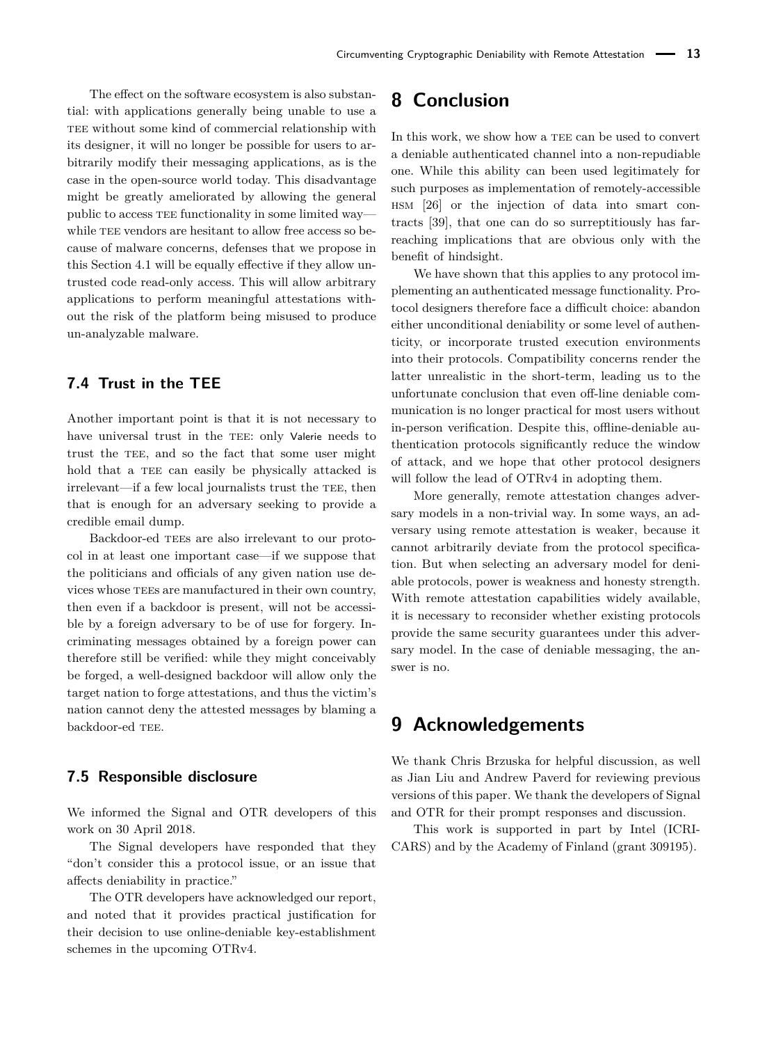The effect on the software ecosystem is also substantial: with applications generally being unable to use a TEE without some kind of commercial relationship with its designer, it will no longer be possible for users to arbitrarily modify their messaging applications, as is the case in the open-source world today. This disadvantage might be greatly ameliorated by allowing the general public to access TEE functionality in some limited way—while TEE vendors are hesitant to allow free access so because of malware concerns, defenses that we propose in this Section 4.1 will be equally effective if they allow untrusted code read-only access. This will allow arbitrary applications to perform meaningful attestations without the risk of the platform being misused to produce un-analyzable malware.

### 7.4 Trust in the TEE

Another important point is that it is not necessary to have universal trust in the TEE: only Valerie needs to trust the TEE, and so the fact that some user might hold that a TEE can easily be physically attacked is irrelevant—if a few local journalists trust the TEE, then that is enough for an adversary seeking to provide a credible email dump.

Backdoor-ed TEEs are also irrelevant to our protocol in at least one important case—if we suppose that the politicians and officials of any given nation use devices whose TEEs are manufactured in their own country, then even if a backdoor is present, will not be accessible by a foreign adversary to be of use for forgery. Incriminating messages obtained by a foreign power can therefore still be verified: while they might conceivably be forged, a well-designed backdoor will allow only the target nation to forge attestations, and thus the victim's nation cannot deny the attested messages by blaming a backdoor-ed TEE.

### 7.5 Responsible disclosure

We informed the Signal and OTR developers of this work on 30 April 2018.

The Signal developers have responded that they "don't consider this a protocol issue, or an issue that affects deniability in practice."

The OTR developers have acknowledged our report, and noted that it provides practical justification for their decision to use online-deniable key-establishment schemes in the upcoming OTRv4.

## 8 Conclusion

In this work, we show how a TEE can be used to convert a deniable authenticated channel into a non-repudiable one. While this ability can been used legitimately for such purposes as implementation of remotely-accessible HSM [26] or the injection of data into smart contracts [39], that one can do so surreptitiously has far-reaching implications that are obvious only with the benefit of hindsight.

We have shown that this applies to any protocol implementing an authenticated message functionality. Protocol designers therefore face a difficult choice: abandon either unconditional deniability or some level of authenticity, or incorporate trusted execution environments into their protocols. Compatibility concerns render the latter unrealistic in the short-term, leading us to the unfortunate conclusion that even off-line deniable communication is no longer practical for most users without in-person verification. Despite this, offline-deniable authentication protocols significantly reduce the window of attack, and we hope that other protocol designers will follow the lead of OTRv4 in adopting them.

More generally, remote attestation changes adversary models in a non-trivial way. In some ways, an adversary using remote attestation is weaker, because it cannot arbitrarily deviate from the protocol specification. But when selecting an adversary model for deniable protocols, power is weakness and honesty strength. With remote attestation capabilities widely available, it is necessary to reconsider whether existing protocols provide the same security guarantees under this adversary model. In the case of deniable messaging, the answer is no.

## 9 Acknowledgements

We thank Chris Brzuska for helpful discussion, as well as Jian Liu and Andrew Paverd for reviewing previous versions of this paper. We thank the developers of Signal and OTR for their prompt responses and discussion.

This work is supported in part by Intel (ICRI-CARS) and by the Academy of Finland (grant 309195).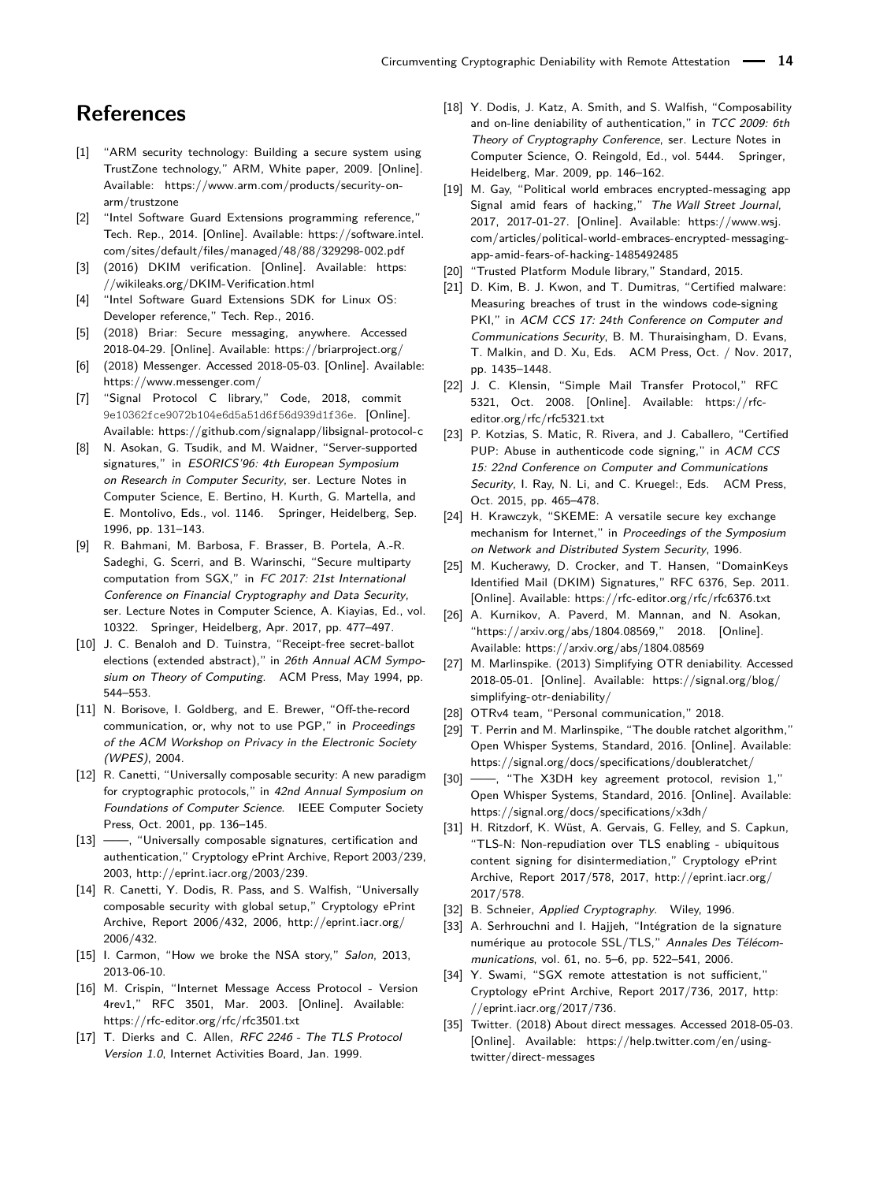## References

[1] "ARM security technology: Building a secure system using TrustZone technology," ARM, White paper, 2009. [Online]. Available: https://www.arm.com/products/security-on-arm/trustzone

[2] "Intel Software Guard Extensions programming reference," Tech. Rep., 2014. [Online]. Available: https://software.intel.com/sites/default/files/managed/48/88/329298-002.pdf

[3] (2016) DKIM verification. [Online]. Available: https://wikileaks.org/DKIM-Verification.html

[4] "Intel Software Guard Extensions SDK for Linux OS: Developer reference," Tech. Rep., 2016.

[5] (2018) Briar: Secure messaging, anywhere. Accessed 2018-04-29. [Online]. Available: https://briarproject.org/

[6] (2018) Messenger. Accessed 2018-05-03. [Online]. Available: https://www.messenger.com/

[7] "Signal Protocol C library," Code, 2018, commit 9e10362fce9072b104e6d5a51d6f56d939d1f36e. [Online]. Available: https://github.com/signalapp/libsignal-protocol-c

[8] N. Asokan, G. Tsudik, and M. Waidner, "Server-supported signatures," in *ESORICS'96: 4th European Symposium on Research in Computer Security*, ser. Lecture Notes in Computer Science, E. Bertino, H. Kurth, G. Martella, and E. Montolivo, Eds., vol. 1146. Springer, Heidelberg, Sep. 1996, pp. 131–143.

[9] R. Bahmani, M. Barbosa, F. Brasser, B. Portela, A.-R. Sadeghi, G. Scerri, and B. Warinschi, "Secure multiparty computation from SGX," in *FC 2017: 21st International Conference on Financial Cryptography and Data Security*, ser. Lecture Notes in Computer Science, A. Kiayias, Ed., vol. 10322. Springer, Heidelberg, Apr. 2017, pp. 477–497.

[10] J. C. Benaloh and D. Tuinstra, "Receipt-free secret-ballot elections (extended abstract)," in *26th Annual ACM Symposium on Theory of Computing*. ACM Press, May 1994, pp. 544–553.

[11] N. Borisove, I. Goldberg, and E. Brewer, "Off-the-record communication, or, why not to use PGP," in *Proceedings of the ACM Workshop on Privacy in the Electronic Society (WPES)*, 2004.

[12] R. Canetti, "Universally composable security: A new paradigm for cryptographic protocols," in *42nd Annual Symposium on Foundations of Computer Science*. IEEE Computer Society Press, Oct. 2001, pp. 136–145.

[13] ——, "Universally composable signatures, certification and authentication," Cryptology ePrint Archive, Report 2003/239, 2003, http://eprint.iacr.org/2003/239.

[14] R. Canetti, Y. Dodis, R. Pass, and S. Walfish, "Universally composable security with global setup," Cryptology ePrint Archive, Report 2006/432, 2006, http://eprint.iacr.org/2006/432.

[15] I. Carmon, "How we broke the NSA story," *Salon*, 2013, 2013-06-10.

[16] M. Crispin, "Internet Message Access Protocol - Version 4rev1," RFC 3501, Mar. 2003. [Online]. Available: https://rfc-editor.org/rfc/rfc3501.txt

[17] T. Dierks and C. Allen, *RFC 2246 - The TLS Protocol Version 1.0*, Internet Activities Board, Jan. 1999.

[18] Y. Dodis, J. Katz, A. Smith, and S. Walfish, "Composability and on-line deniability of authentication," in *TCC 2009: 6th Theory of Cryptography Conference*, ser. Lecture Notes in Computer Science, O. Reingold, Ed., vol. 5444. Springer, Heidelberg, Mar. 2009, pp. 146–162.

[19] M. Gay, "Political world embraces encrypted-messaging app Signal amid fears of hacking," *The Wall Street Journal*, 2017, 2017-01-27. [Online]. Available: https://www.wsj.com/articles/political-world-embraces-encrypted-messaging-app-amid-fears-of-hacking-1485492485

[20] "Trusted Platform Module library," Standard, 2015.

[21] D. Kim, B. J. Kwon, and T. Dumitras, "Certified malware: Measuring breaches of trust in the windows code-signing PKI," in *ACM CCS 17: 24th Conference on Computer and Communications Security*, B. M. Thuraisingham, D. Evans, T. Malkin, and D. Xu, Eds. ACM Press, Oct. / Nov. 2017, pp. 1435–1448.

[22] J. C. Klensin, "Simple Mail Transfer Protocol," RFC 5321, Oct. 2008. [Online]. Available: https://rfc-editor.org/rfc/rfc5321.txt

[23] P. Kotzias, S. Matic, R. Rivera, and J. Caballero, "Certified PUP: Abuse in authenticode code signing," in *ACM CCS 15: 22nd Conference on Computer and Communications Security*, I. Ray, N. Li, and C. Kruegel:, Eds. ACM Press, Oct. 2015, pp. 465–478.

[24] H. Krawczyk, "SKEME: A versatile secure key exchange mechanism for Internet," in *Proceedings of the Symposium on Network and Distributed System Security*, 1996.

[25] M. Kucherawy, D. Crocker, and T. Hansen, "DomainKeys Identified Mail (DKIM) Signatures," RFC 6376, Sep. 2011. [Online]. Available: https://rfc-editor.org/rfc/rfc6376.txt

[26] A. Kurnikov, A. Paverd, M. Mannan, and N. Asokan, "https://arxiv.org/abs/1804.08569," 2018. [Online]. Available: https://arxiv.org/abs/1804.08569

[27] M. Marlinspike. (2013) Simplifying OTR deniability. Accessed 2018-05-01. [Online]. Available: https://signal.org/blog/simplifying-otr-deniability/

[28] OTRv4 team, "Personal communication," 2018.

[29] T. Perrin and M. Marlinspike, "The double ratchet algorithm," Open Whisper Systems, Standard, 2016. [Online]. Available: https://signal.org/docs/specifications/doubleratchet/

[30] ——, "The X3DH key agreement protocol, revision 1," Open Whisper Systems, Standard, 2016. [Online]. Available: https://signal.org/docs/specifications/x3dh/

[31] H. Ritzdorf, K. Wüst, A. Gervais, G. Felley, and S. Capkun, "TLS-N: Non-repudiation over TLS enabling - ubiquitous content signing for disintermediation," Cryptology ePrint Archive, Report 2017/578, 2017, http://eprint.iacr.org/2017/578.

[32] B. Schneier, *Applied Cryptography*. Wiley, 1996.

[33] A. Serhrouchni and I. Hajjeh, "Intégration de la signature numérique au protocole SSL/TLS," *Annales Des Télécommunications*, vol. 61, no. 5–6, pp. 522–541, 2006.

[34] Y. Swami, "SGX remote attestation is not sufficient," Cryptology ePrint Archive, Report 2017/736, 2017, http://eprint.iacr.org/2017/736.

[35] Twitter. (2018) About direct messages. Accessed 2018-05-03. [Online]. Available: https://help.twitter.com/en/using-twitter/direct-messages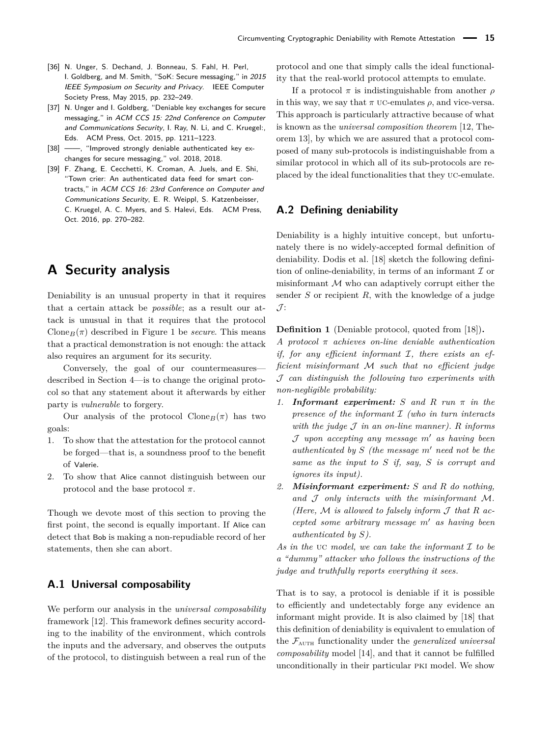[36] N. Unger, S. Dechand, J. Bonneau, S. Fahl, H. Perl, I. Goldberg, and M. Smith, "SoK: Secure messaging," in *2015 IEEE Symposium on Security and Privacy*. IEEE Computer Society Press, May 2015, pp. 232–249.

[37] N. Unger and I. Goldberg, "Deniable key exchanges for secure messaging," in *ACM CCS 15: 22nd Conference on Computer and Communications Security*, I. Ray, N. Li, and C. Kruegel:, Eds. ACM Press, Oct. 2015, pp. 1211–1223.

[38] ——, "Improved strongly deniable authenticated key exchanges for secure messaging," vol. 2018, 2018.

[39] F. Zhang, E. Cecchetti, K. Croman, A. Juels, and E. Shi, "Town crier: An authenticated data feed for smart contracts," in *ACM CCS 16: 23rd Conference on Computer and Communications Security*, E. R. Weippl, S. Katzenbeisser, C. Kruegel, A. C. Myers, and S. Halevi, Eds. ACM Press, Oct. 2016, pp. 270–282.

# A Security analysis

Deniability is an unusual property in that it requires that a certain attack be *possible*; as a result our attack is unusual in that it requires that the protocol $\text{Clone}_B(\pi)$ described in Figure 1 be *secure*. This means that a practical demonstration is not enough: the attack also requires an argument for its security.

Conversely, the goal of our countermeasures—described in Section 4—is to change the original protocol so that any statement about it afterwards by either party is *vulnerable* to forgery.

Our analysis of the protocol $\text{Clone}_B(\pi)$ has two goals:

1. To show that the attestation for the protocol cannot be forged—that is, a soundness proof to the benefit of Valerie.
2. To show that Alice cannot distinguish between our protocol and the base protocol $\pi$.

Though we devote most of this section to proving the first point, the second is equally important. If Alice can detect that Bob is making a non-repudiable record of her statements, then she can abort.

## A.1 Universal composability

We perform our analysis in the *universal composability* framework [12]. This framework defines security according to the inability of the environment, which controls the inputs and the adversary, and observes the outputs of the protocol, to distinguish between a real run of the protocol and one that simply calls the ideal functionality that the real-world protocol attempts to emulate.

If a protocol $\pi$ is indistinguishable from another $\rho$ in this way, we say that $\pi$ UC-emulates $\rho$, and vice-versa. This approach is particularly attractive because of what is known as the *universal composition theorem* [12, Theorem 13], by which we are assured that a protocol composed of many sub-protocols is indistinguishable from a similar protocol in which all of its sub-protocols are replaced by the ideal functionalities that they UC-emulate.

## A.2 Defining deniability

Deniability is a highly intuitive concept, but unfortunately there is no widely-accepted formal definition of deniability. Dodis et al. [18] sketch the following definition of online-deniability, in terms of an informant $\mathcal{I}$ or misinformant $\mathcal{M}$ who can adaptively corrupt either the sender $S$ or recipient $R$, with the knowledge of a judge $\mathcal{J}$:

**Definition 1** (Deniable protocol, quoted from [18])**.** *A protocol $\pi$ achieves on-line deniable authentication if, for any efficient informant $\mathcal{I}$, there exists an efficient misinformant $\mathcal{M}$ such that no efficient judge $\mathcal{J}$ can distinguish the following two experiments with non-negligible probability:*

1. ***Informant experiment:*** *$S$ and $R$ run $\pi$ in the presence of the informant $\mathcal{I}$ (who in turn interacts with the judge $\mathcal{J}$ in an on-line manner). $R$ informs $\mathcal{J}$ upon accepting any message $m'$ as having been authenticated by $S$ (the message $m'$ need not be the same as the input to $S$ if, say, $S$ is corrupt and ignores its input).*
2. ***Misinformant experiment:*** *$S$ and $R$ do nothing, and $\mathcal{J}$ only interacts with the misinformant $\mathcal{M}$. (Here, $\mathcal{M}$ is allowed to falsely inform $\mathcal{J}$ that $R$ accepted some arbitrary message $m'$ as having been authenticated by $S$).*

*As in the UC model, we can take the informant $\mathcal{I}$ to be a "dummy" attacker who follows the instructions of the judge and truthfully reports everything it sees.*

That is to say, a protocol is deniable if it is possible to efficiently and undetectably forge any evidence an informant might provide. It is also claimed by [18] that this definition of deniability is equivalent to emulation of the $\mathcal{F}_{\text{AUTH}}$ functionality under the *generalized universal composability* model [14], and that it cannot be fulfilled unconditionally in their particular PKI model. We show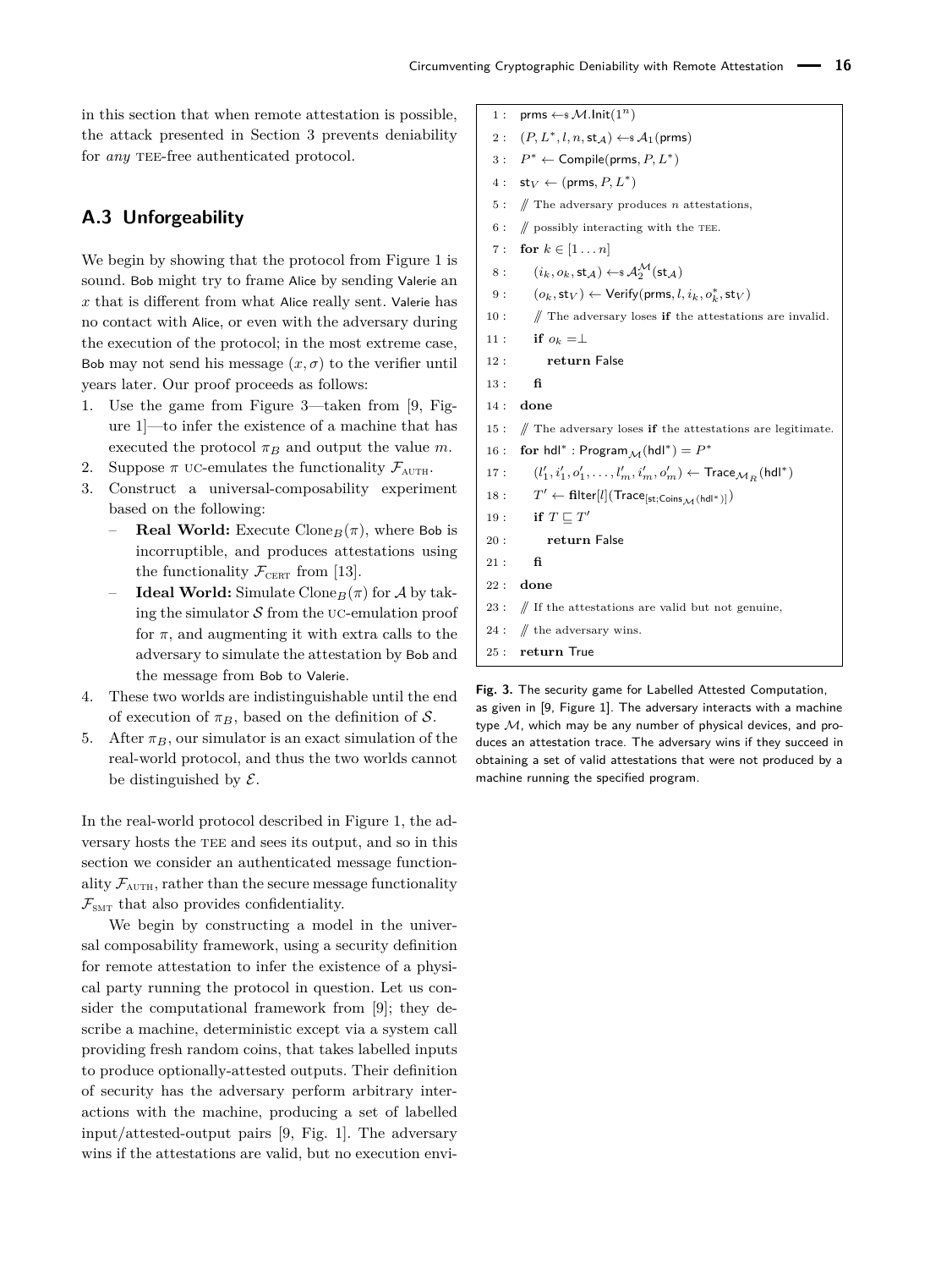in this section that when remote attestation is possible, the attack presented in Section 3 prevents deniability for *any* TEE-free authenticated protocol.

## A.3 Unforgeability

We begin by showing that the protocol from Figure 1 is sound. Bob might try to frame Alice by sending Valerie an $x$ that is different from what Alice really sent. Valerie has no contact with Alice, or even with the adversary during the execution of the protocol; in the most extreme case, Bob may not send his message $(x, \sigma)$ to the verifier until years later. Our proof proceeds as follows:

1. Use the game from Figure 3—taken from [9, Figure 1]—to infer the existence of a machine that has executed the protocol $\pi_B$ and output the value $m$.
2. Suppose $\pi$ UC-emulates the functionality $\mathcal{F}_{\text{AUTH}}$.
3. Construct a universal-composability experiment based on the following:
   - **Real World:** Execute $\text{Clone}_B(\pi)$, where Bob is incorruptible, and produces attestations using the functionality $\mathcal{F}_{\text{CERT}}$ from [13].
   - **Ideal World:** Simulate $\text{Clone}_B(\pi)$ for $\mathcal{A}$ by taking the simulator $\mathcal{S}$ from the UC-emulation proof for $\pi$, and augmenting it with extra calls to the adversary to simulate the attestation by Bob and the message from Bob to Valerie.
4. These two worlds are indistinguishable until the end of execution of $\pi_B$, based on the definition of $\mathcal{S}$.
5. After $\pi_B$, our simulator is an exact simulation of the real-world protocol, and thus the two worlds cannot be distinguished by $\mathcal{E}$.

In the real-world protocol described in Figure 1, the adversary hosts the TEE and sees its output, and so in this section we consider an authenticated message functionality $\mathcal{F}_{\text{AUTH}}$, rather than the secure message functionality $\mathcal{F}_{\text{SMT}}$ that also provides confidentiality.

We begin by constructing a model in the universal composability framework, using a security definition for remote attestation to infer the existence of a physical party running the protocol in question. Let us consider the computational framework from [9]; they describe a machine, deterministic except via a system call providing fresh random coins, that takes labelled inputs to produce optionally-attested outputs. Their definition of security has the adversary perform arbitrary interactions with the machine, producing a set of labelled input/attested-output pairs [9, Fig. 1]. The adversary wins if the attestations are valid, but no execution envi-

```
 1 : prms ←$ M.Init(1^n)
 2 : (P, L*, l, n, st_A) ←$ A_1(prms)
 3 : P* ← Compile(prms, P, L*)
 4 : st_V ← (prms, P, L*)
 5 : // The adversary produces n attestations,
 6 : // possibly interacting with the TEE.
 7 : for k ∈ [1 ... n]
 8 :     (i_k, o_k, st_A) ←$ A_2^M(st_A)
 9 :     (o_k, st_V) ← Verify(prms, l, i_k, o*_k, st_V)
10 :     // The adversary loses if the attestations are invalid.
11 :     if o_k = ⊥
12 :         return False
13 :     fi
14 : done
15 : // The adversary loses if the attestations are legitimate.
16 : for hdl* : Program_M(hdl*) = P*
17 :     (l'_1, i'_1, o'_1, ..., l'_m, i'_m, o'_m) ← Trace_{M_R}(hdl*)
18 :     T' ← filter[l](Trace_[st;Coins_M(hdl*)])
19 :     if T ⊑ T'
20 :         return False
21 :     fi
22 : done
23 : // If the attestations are valid but not genuine,
24 : // the adversary wins.
25 : return True
```

**Fig. 3.** The security game for Labelled Attested Computation, as given in [9, Figure 1]. The adversary interacts with a machine type $\mathcal{M}$, which may be any number of physical devices, and produces an attestation trace. The adversary wins if they succeed in obtaining a set of valid attestations that were not produced by a machine running the specified program.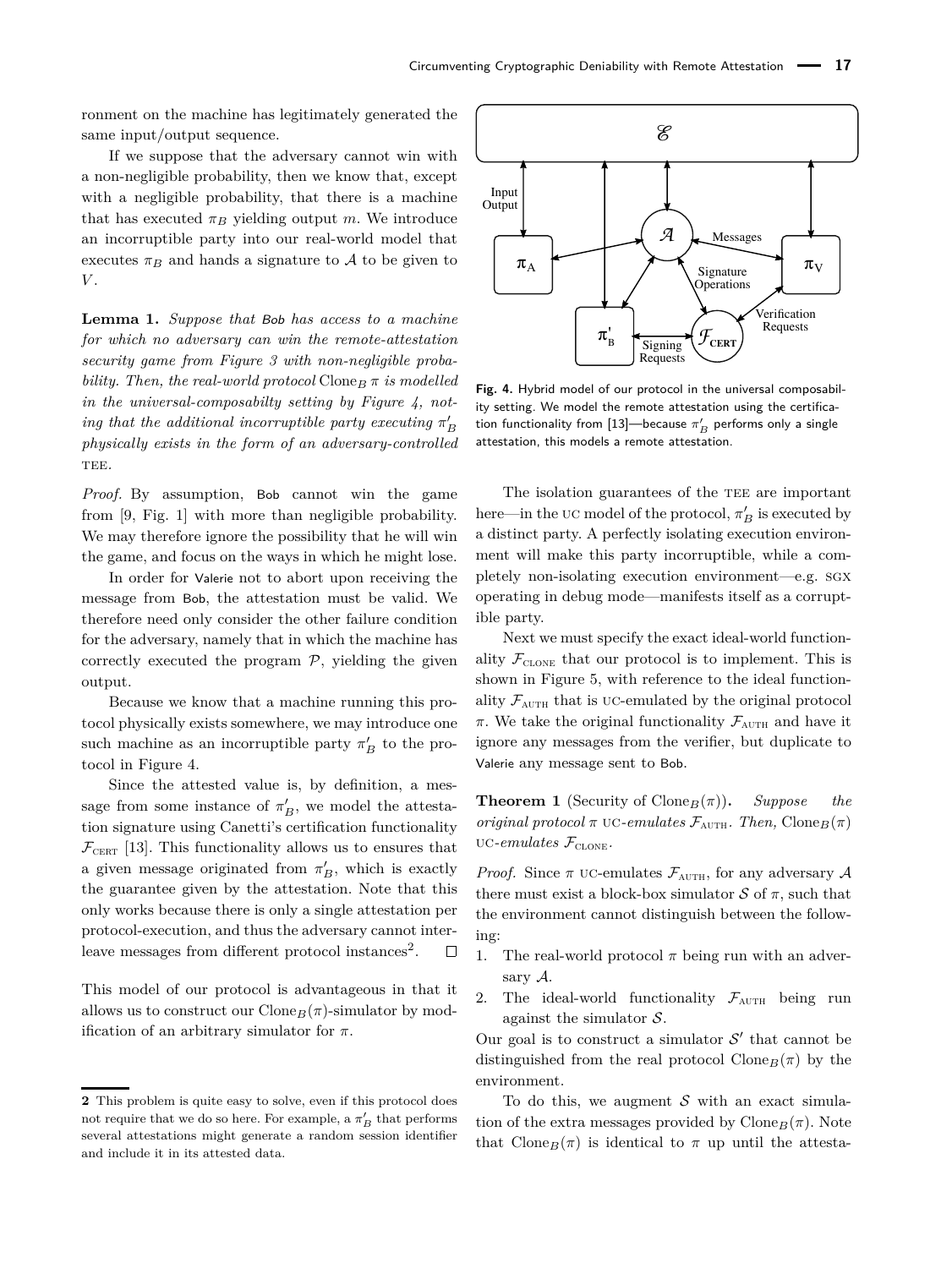ronment on the machine has legitimately generated the same input/output sequence.

If we suppose that the adversary cannot win with a non-negligible probability, then we know that, except with a negligible probability, that there is a machine that has executed $\pi_B$ yielding output $m$. We introduce an incorruptible party into our real-world model that executes $\pi_B$ and hands a signature to $\mathcal{A}$ to be given to $V$.

**Lemma 1.** *Suppose that Bob has access to a machine for which no adversary can win the remote-attestation security game from Figure 3 with non-negligible probability. Then, the real-world protocol* $\mathrm{Clone}_B\,\pi$ *is modelled in the universal-composabilty setting by Figure 4, noting that the additional incorruptible party executing* $\pi'_B$ *physically exists in the form of an adversary-controlled* TEE.

*Proof.* By assumption, Bob cannot win the game from [9, Fig. 1] with more than negligible probability. We may therefore ignore the possibility that he will win the game, and focus on the ways in which he might lose.

In order for Valerie not to abort upon receiving the message from Bob, the attestation must be valid. We therefore need only consider the other failure condition for the adversary, namely that in which the machine has correctly executed the program $\mathcal{P}$, yielding the given output.

Because we know that a machine running this protocol physically exists somewhere, we may introduce one such machine as an incorruptible party $\pi'_B$ to the protocol in Figure 4.

Since the attested value is, by definition, a message from some instance of $\pi'_B$, we model the attestation signature using Canetti's certification functionality $\mathcal{F}_{\mathrm{CERT}}$ [13]. This functionality allows us to ensures that a given message originated from $\pi'_B$, which is exactly the guarantee given by the attestation. Note that this only works because there is only a single attestation per protocol-execution, and thus the adversary cannot interleave messages from different protocol instances[2]. $\square$

This model of our protocol is advantageous in that it allows us to construct our $\mathrm{Clone}_B(\pi)$-simulator by modification of an arbitrary simulator for $\pi$.

[2] This problem is quite easy to solve, even if this protocol does not require that we do so here. For example, a $\pi'_B$ that performs several attestations might generate a random session identifier and include it in its attested data.

**Fig. 4.** Hybrid model of our protocol in the universal composability setting. We model the remote attestation using the certification functionality from [13]—because $\pi'_B$ performs only a single attestation, this models a remote attestation.

The isolation guarantees of the TEE are important here—in the UC model of the protocol, $\pi'_B$ is executed by a distinct party. A perfectly isolating execution environment will make this party incorruptible, while a completely non-isolating execution environment—e.g. SGX operating in debug mode—manifests itself as a corruptible party.

Next we must specify the exact ideal-world functionality $\mathcal{F}_{\mathrm{CLONE}}$ that our protocol is to implement. This is shown in Figure 5, with reference to the ideal functionality $\mathcal{F}_{\mathrm{AUTH}}$ that is UC-emulated by the original protocol $\pi$. We take the original functionality $\mathcal{F}_{\mathrm{AUTH}}$ and have it ignore any messages from the verifier, but duplicate to Valerie any message sent to Bob.

**Theorem 1** (Security of $\mathrm{Clone}_B(\pi)$)**.** *Suppose the original protocol* $\pi$ UC*-emulates* $\mathcal{F}_{\mathrm{AUTH}}$*. Then,* $\mathrm{Clone}_B(\pi)$ UC*-emulates* $\mathcal{F}_{\mathrm{CLONE}}$*.*

*Proof.* Since $\pi$ UC-emulates $\mathcal{F}_{\mathrm{AUTH}}$, for any adversary $\mathcal{A}$ there must exist a block-box simulator $\mathcal{S}$ of $\pi$, such that the environment cannot distinguish between the following:

1. The real-world protocol $\pi$ being run with an adversary $\mathcal{A}$.
2. The ideal-world functionality $\mathcal{F}_{\mathrm{AUTH}}$ being run against the simulator $\mathcal{S}$.

Our goal is to construct a simulator $\mathcal{S}'$ that cannot be distinguished from the real protocol $\mathrm{Clone}_B(\pi)$ by the environment.

To do this, we augment $\mathcal{S}$ with an exact simulation of the extra messages provided by $\mathrm{Clone}_B(\pi)$. Note that $\mathrm{Clone}_B(\pi)$ is identical to $\pi$ up until the attesta-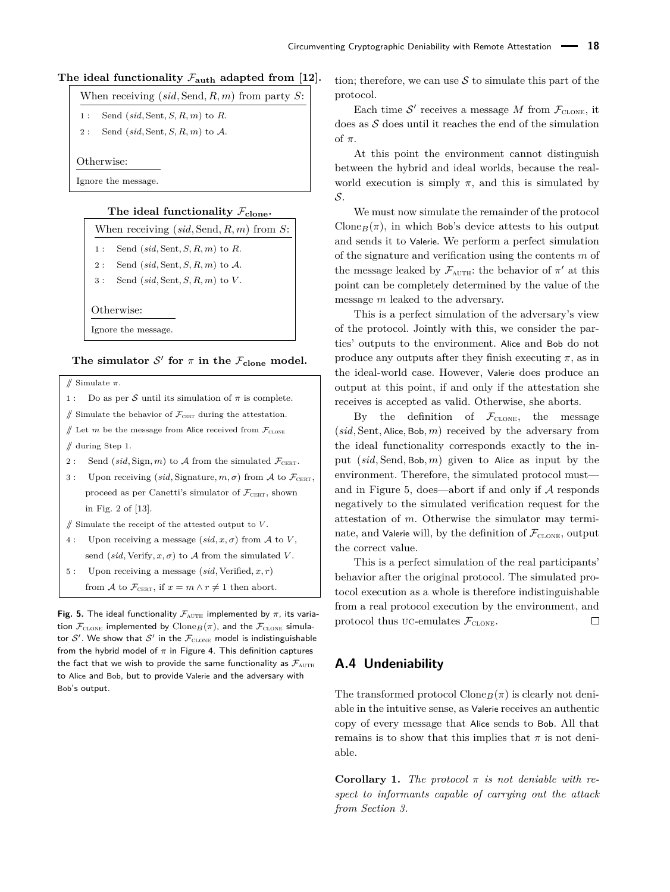**The ideal functionality $\mathcal{F}_{\text{auth}}$ adapted from [12].**

When receiving $(sid, \text{Send}, R, m)$ from party $S$:

1 : Send $(sid, \text{Sent}, S, R, m)$ to $R$.

2 : Send $(sid, \text{Sent}, S, R, m)$ to $\mathcal{A}$.

Otherwise:

Ignore the message.

**The ideal functionality $\mathcal{F}_{\text{clone}}$.**

When receiving $(sid, \text{Send}, R, m)$ from $S$:

1 : Send $(sid, \text{Sent}, S, R, m)$ to $R$.

2 : Send $(sid, \text{Sent}, S, R, m)$ to $\mathcal{A}$.

3 : Send $(sid, \text{Sent}, S, R, m)$ to $V$.

Otherwise:

Ignore the message.

**The simulator $\mathcal{S}'$ for $\pi$ in the $\mathcal{F}_{\text{clone}}$ model.**

// Simulate $\pi$.

1 : Do as per $\mathcal{S}$ until its simulation of $\pi$ is complete.

// Simulate the behavior of $\mathcal{F}_{\text{CERT}}$ during the attestation.

// Let $m$ be the message from Alice received from $\mathcal{F}_{\text{CLONE}}$

// during Step 1.

2 : Send $(sid, \text{Sign}, m)$ to $\mathcal{A}$ from the simulated $\mathcal{F}_{\text{CERT}}$.

3 : Upon receiving $(sid, \text{Signature}, m, \sigma)$ from $\mathcal{A}$ to $\mathcal{F}_{\text{CERT}}$, proceed as per Canetti's simulator of $\mathcal{F}_{\text{CERT}}$, shown in Fig. 2 of [13].

// Simulate the receipt of the attested output to $V$.

4 : Upon receiving a message $(sid, x, \sigma)$ from $\mathcal{A}$ to $V$, send $(sid, \text{Verify}, x, \sigma)$ to $\mathcal{A}$ from the simulated $V$.

5 : Upon receiving a message $(sid, \text{Verified}, x, r)$ from $\mathcal{A}$ to $\mathcal{F}_{\text{CERT}}$, if $x = m \wedge r \neq 1$ then abort.

**Fig. 5.** The ideal functionality $\mathcal{F}_{\text{AUTH}}$ implemented by $\pi$, its variation $\mathcal{F}_{\text{CLONE}}$ implemented by $\text{Clone}_B(\pi)$, and the $\mathcal{F}_{\text{CLONE}}$ simulator $\mathcal{S}'$. We show that $\mathcal{S}'$ in the $\mathcal{F}_{\text{CLONE}}$ model is indistinguishable from the hybrid model of $\pi$ in Figure 4. This definition captures the fact that we wish to provide the same functionality as $\mathcal{F}_{\text{AUTH}}$ to Alice and Bob, but to provide Valerie and the adversary with Bob's output.

tion; therefore, we can use $\mathcal{S}$ to simulate this part of the protocol.

Each time $\mathcal{S}'$ receives a message $M$ from $\mathcal{F}_{\text{CLONE}}$, it does as $\mathcal{S}$ does until it reaches the end of the simulation of $\pi$.

At this point the environment cannot distinguish between the hybrid and ideal worlds, because the real-world execution is simply $\pi$, and this is simulated by $\mathcal{S}$.

We must now simulate the remainder of the protocol $\text{Clone}_B(\pi)$, in which Bob's device attests to his output and sends it to Valerie. We perform a perfect simulation of the signature and verification using the contents $m$ of the message leaked by $\mathcal{F}_{\text{AUTH}}$: the behavior of $\pi'$ at this point can be completely determined by the value of the message $m$ leaked to the adversary.

This is a perfect simulation of the adversary's view of the protocol. Jointly with this, we consider the parties' outputs to the environment. Alice and Bob do not produce any outputs after they finish executing $\pi$, as in the ideal-world case. However, Valerie does produce an output at this point, if and only if the attestation she receives is accepted as valid. Otherwise, she aborts.

By the definition of $\mathcal{F}_{\text{CLONE}}$, the message $(sid, \text{Sent}, \text{Alice}, \text{Bob}, m)$ received by the adversary from the ideal functionality corresponds exactly to the input $(sid, \text{Send}, \text{Bob}, m)$ given to Alice as input by the environment. Therefore, the simulated protocol must—and in Figure 5, does—abort if and only if $\mathcal{A}$ responds negatively to the simulated verification request for the attestation of $m$. Otherwise the simulator may terminate, and Valerie will, by the definition of $\mathcal{F}_{\text{CLONE}}$, output the correct value.

This is a perfect simulation of the real participants' behavior after the original protocol. The simulated protocol execution as a whole is therefore indistinguishable from a real protocol execution by the environment, and protocol thus UC-emulates $\mathcal{F}_{\text{CLONE}}$. □

## A.4 Undeniability

The transformed protocol $\text{Clone}_B(\pi)$ is clearly not deniable in the intuitive sense, as Valerie receives an authentic copy of every message that Alice sends to Bob. All that remains is to show that this implies that $\pi$ is not deniable.

**Corollary 1.** *The protocol $\pi$ is not deniable with respect to informants capable of carrying out the attack from Section 3.*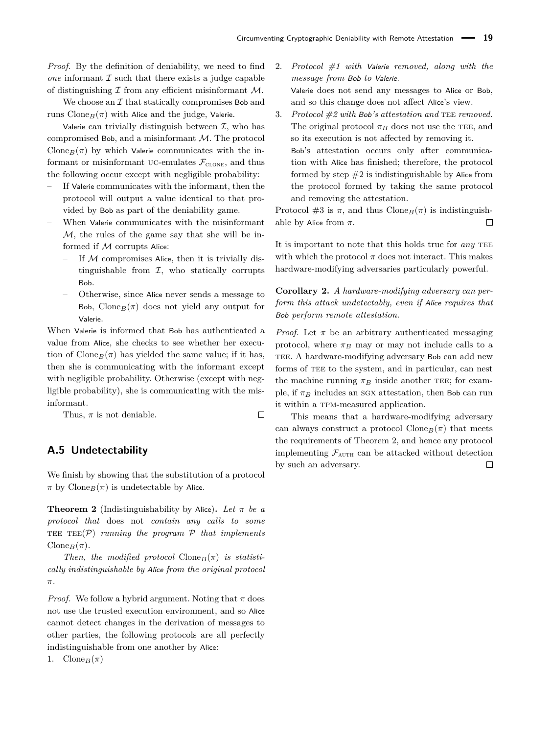*Proof.* By the definition of deniability, we need to find *one* informant $\mathcal{I}$ such that there exists a judge capable of distinguishing $\mathcal{I}$ from any efficient misinformant $\mathcal{M}$.

We choose an $\mathcal{I}$ that statically compromises Bob and runs $\text{Clone}_B(\pi)$ with Alice and the judge, Valerie.

Valerie can trivially distinguish between $\mathcal{I}$, who has compromised Bob, and a misinformant $\mathcal{M}$. The protocol $\text{Clone}_B(\pi)$ by which Valerie communicates with the informant or misinformant UC-emulates $\mathcal{F}_{\text{CLONE}}$, and thus the following occur except with negligible probability:

- If Valerie communicates with the informant, then the protocol will output a value identical to that provided by Bob as part of the deniability game.
- When Valerie communicates with the misinformant $\mathcal{M}$, the rules of the game say that she will be informed if $\mathcal{M}$ corrupts Alice:
  - If $\mathcal{M}$ compromises Alice, then it is trivially distinguishable from $\mathcal{I}$, who statically corrupts Bob.
  - Otherwise, since Alice never sends a message to Bob, $\text{Clone}_B(\pi)$ does not yield any output for Valerie.

When Valerie is informed that Bob has authenticated a value from Alice, she checks to see whether her execution of $\text{Clone}_B(\pi)$ has yielded the same value; if it has, then she is communicating with the informant except with negligible probability. Otherwise (except with negligible probability), she is communicating with the misinformant.

Thus, $\pi$ is not deniable. ◻

## A.5 Undetectability

We finish by showing that the substitution of a protocol $\pi$ by $\text{Clone}_B(\pi)$ is undetectable by Alice.

**Theorem 2** (Indistinguishability by Alice)**.** *Let $\pi$ be a protocol that* does not *contain any calls to some* TEE $\text{TEE}(\mathcal{P})$ *running the program $\mathcal{P}$ that implements $\text{Clone}_B(\pi)$.*

*Then, the modified protocol $\text{Clone}_B(\pi)$ is statistically indistinguishable by Alice from the original protocol $\pi$.*

*Proof.* We follow a hybrid argument. Noting that $\pi$ does not use the trusted execution environment, and so Alice cannot detect changes in the derivation of messages to other parties, the following protocols are all perfectly indistinguishable from one another by Alice:

1. $\text{Clone}_B(\pi)$
2. *Protocol #1 with Valerie removed, along with the message from Bob to Valerie.*
   Valerie does not send any messages to Alice or Bob, and so this change does not affect Alice's view.
3. *Protocol #2 with Bob's attestation and* TEE *removed.*
   The original protocol $\pi_B$ does not use the TEE, and so its execution is not affected by removing it.
   Bob's attestation occurs only after communication with Alice has finished; therefore, the protocol formed by step #2 is indistinguishable by Alice from the protocol formed by taking the same protocol and removing the attestation.

Protocol #3 is $\pi$, and thus $\text{Clone}_B(\pi)$ is indistinguishable by Alice from $\pi$. ◻

It is important to note that this holds true for *any* TEE with which the protocol $\pi$ does not interact. This makes hardware-modifying adversaries particularly powerful.

**Corollary 2.** *A hardware-modifying adversary can perform this attack undetectably, even if Alice requires that Bob perform remote attestation.*

*Proof.* Let $\pi$ be an arbitrary authenticated messaging protocol, where $\pi_B$ may or may not include calls to a TEE. A hardware-modifying adversary Bob can add new forms of TEE to the system, and in particular, can nest the machine running $\pi_B$ inside another TEE; for example, if $\pi_B$ includes an SGX attestation, then Bob can run it within a TPM-measured application.

This means that a hardware-modifying adversary can always construct a protocol $\text{Clone}_B(\pi)$ that meets the requirements of Theorem 2, and hence any protocol implementing $\mathcal{F}_{\text{AUTH}}$ can be attacked without detection by such an adversary. ◻